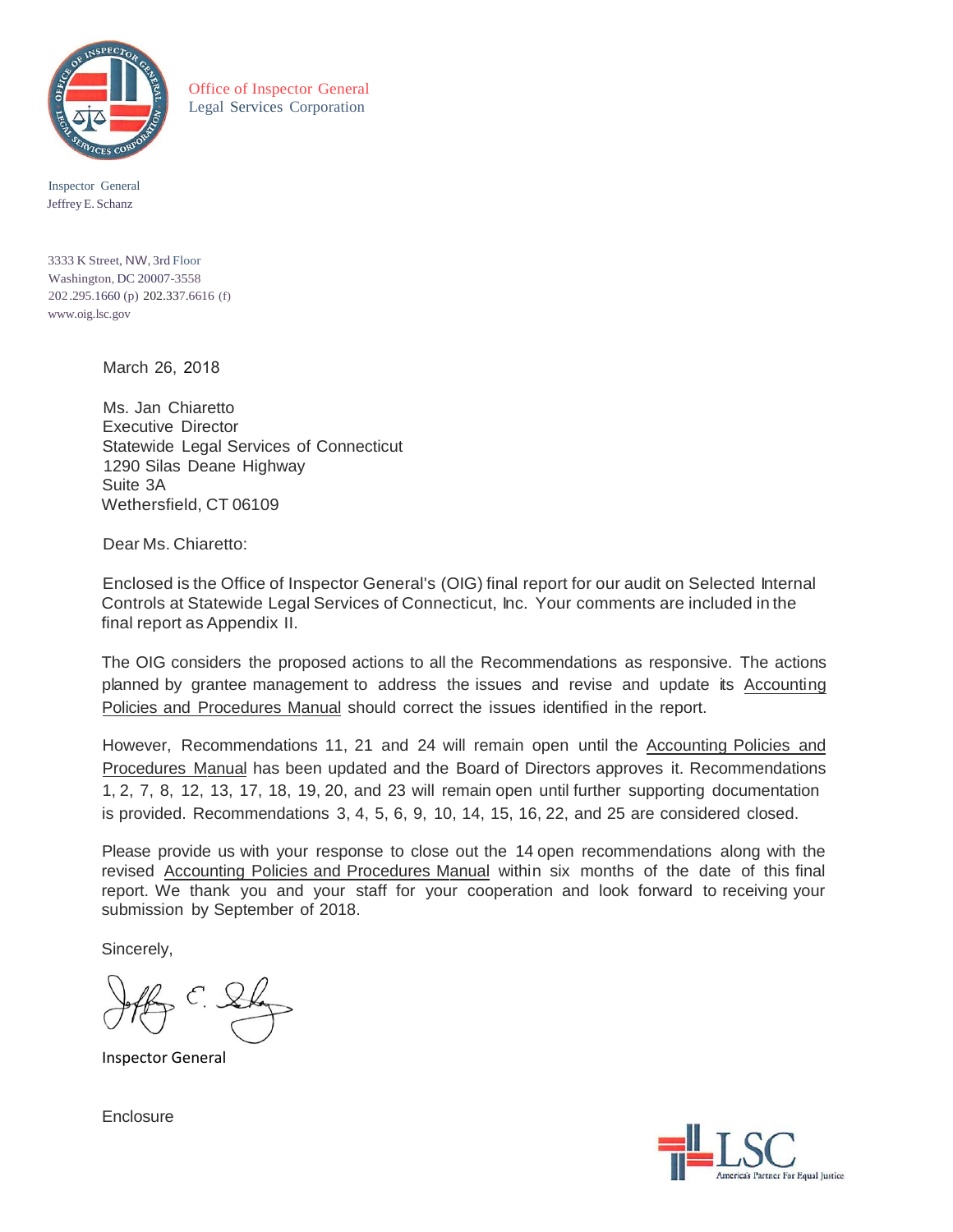Office of Inspector General
Legal Services Corporation

Inspector General
Jeffrey E. Schanz

3333 K Street, NW, 3rd Floor
Washington, DC 20007-3558
202.295.1660 (p) 202.337.6616 (f)
www.oig.lsc.gov

March 26, 2018

Ms. Jan Chiaretto
Executive Director
Statewide Legal Services of Connecticut
1290 Silas Deane Highway
Suite 3A
Wethersfield, CT 06109

Dear Ms. Chiaretto:

Enclosed is the Office of Inspector General's (OIG) final report for our audit on Selected Internal Controls at Statewide Legal Services of Connecticut, Inc. Your comments are included in the final report as Appendix II.

The OIG considers the proposed actions to all the Recommendations as responsive. The actions planned by grantee management to address the issues and revise and update its Accounting Policies and Procedures Manual should correct the issues identified in the report.

However, Recommendations 11, 21 and 24 will remain open until the Accounting Policies and Procedures Manual has been updated and the Board of Directors approves it. Recommendations 1, 2, 7, 8, 12, 13, 17, 18, 19, 20, and 23 will remain open until further supporting documentation is provided. Recommendations 3, 4, 5, 6, 9, 10, 14, 15, 16, 22, and 25 are considered closed.

Please provide us with your response to close out the 14 open recommendations along with the revised Accounting Policies and Procedures Manual within six months of the date of this final report. We thank you and your staff for your cooperation and look forward to receiving your submission by September of 2018.

Sincerely,

Inspector General

Enclosure

LSC America's Partner For Equal Justice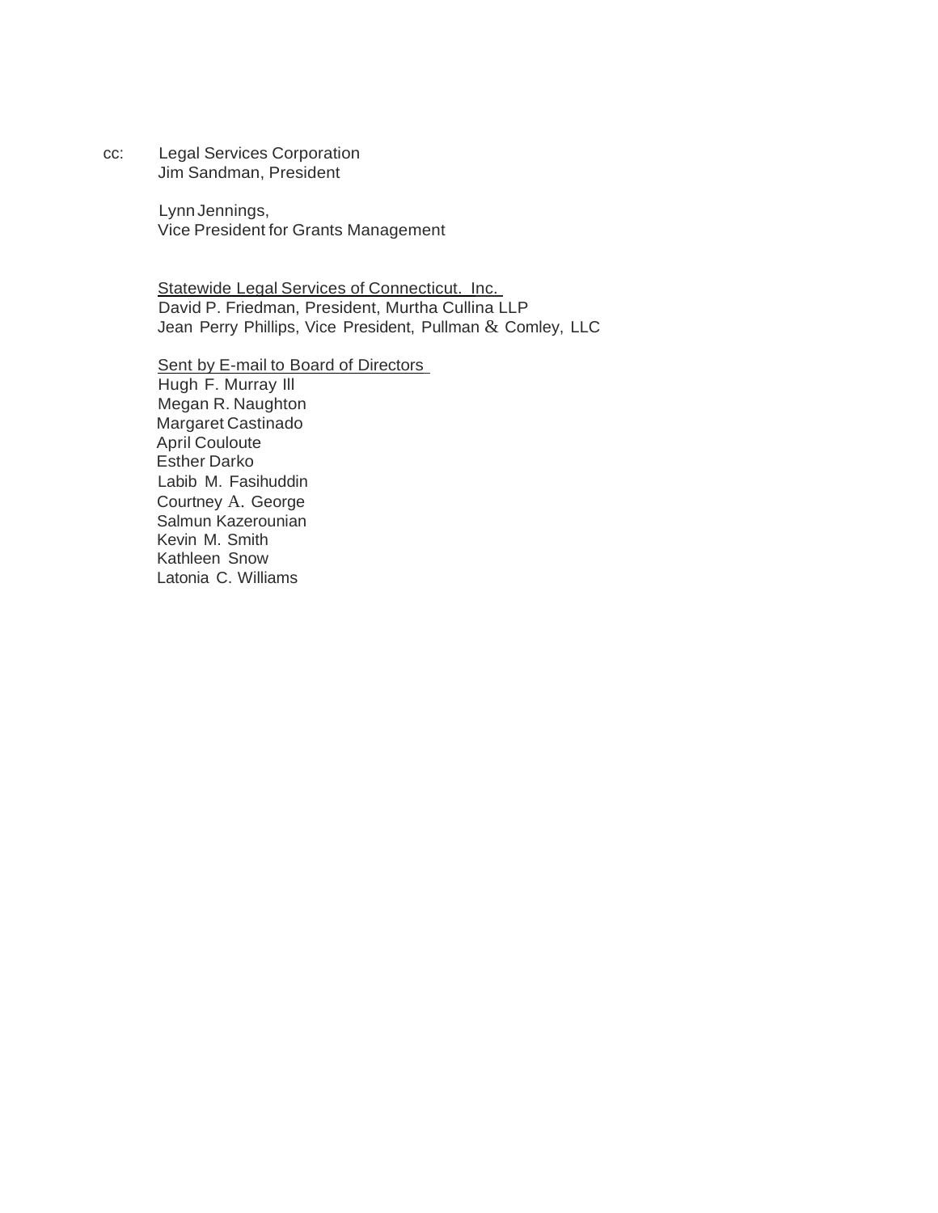cc: Legal Services Corporation
Jim Sandman, President

Lynn Jennings,
Vice President for Grants Management

<u>Statewide Legal Services of Connecticut. Inc.</u>
David P. Friedman, President, Murtha Cullina LLP
Jean Perry Phillips, Vice President, Pullman & Comley, LLC

<u>Sent by E-mail to Board of Directors</u>
Hugh F. Murray Ill
Megan R. Naughton
Margaret Castinado
April Couloute
Esther Darko
Labib M. Fasihuddin
Courtney A. George
Salmun Kazerounian
Kevin M. Smith
Kathleen Snow
Latonia C. Williams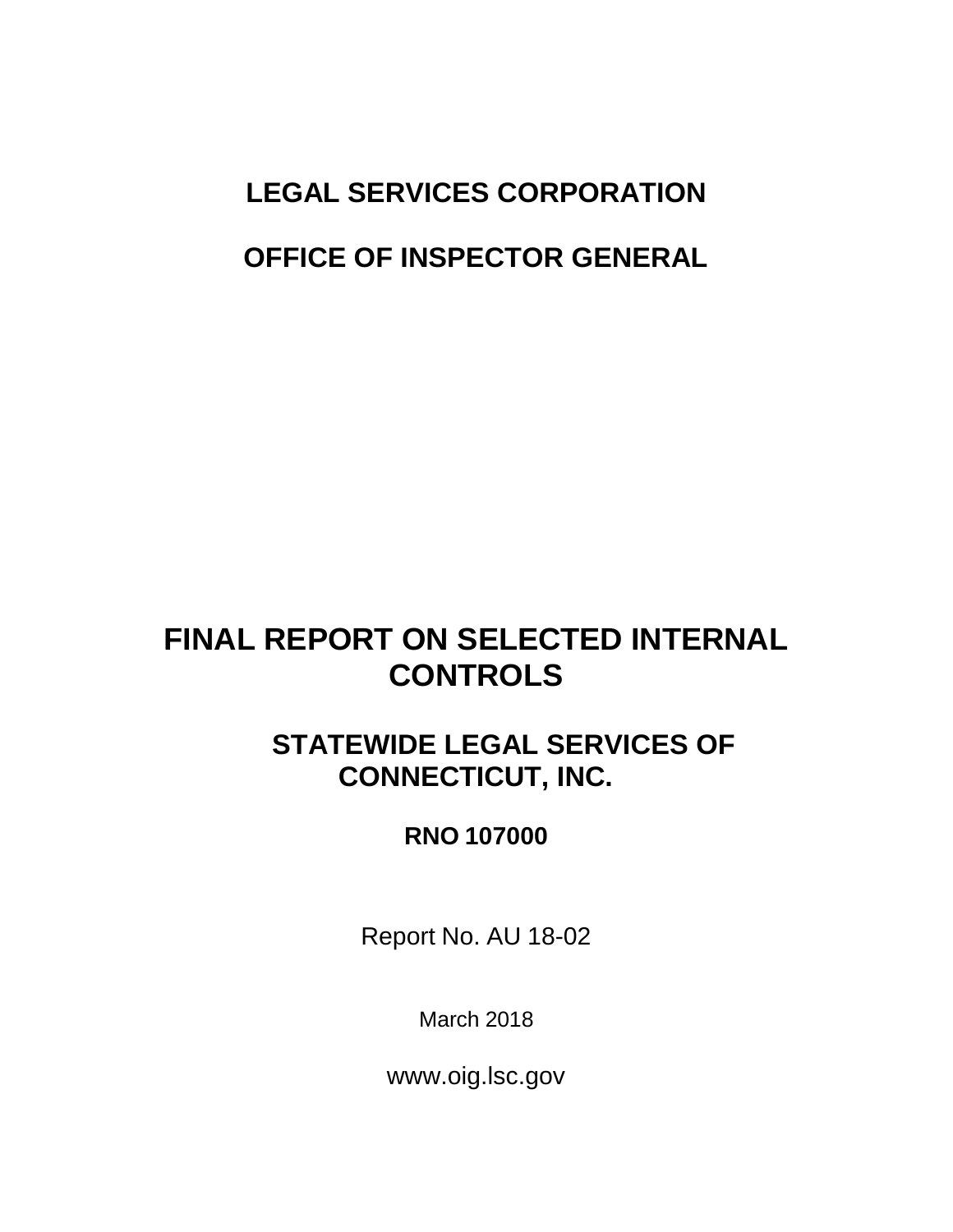# LEGAL SERVICES CORPORATION

# OFFICE OF INSPECTOR GENERAL

# FINAL REPORT ON SELECTED INTERNAL CONTROLS

## STATEWIDE LEGAL SERVICES OF CONNECTICUT, INC.

**RNO 107000**

Report No. AU 18-02

March 2018

www.oig.lsc.gov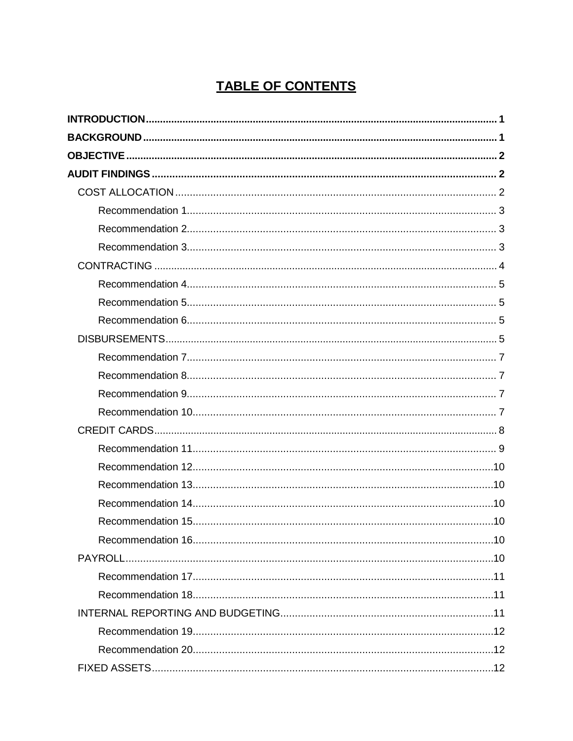# TABLE OF CONTENTS

**INTRODUCTION** .......... 1

**BACKGROUND** .......... 1

**OBJECTIVE** .......... 2

**AUDIT FINDINGS** .......... 2

- COST ALLOCATION .......... 2
  - Recommendation 1 .......... 3
  - Recommendation 2 .......... 3
  - Recommendation 3 .......... 3
- CONTRACTING .......... 4
  - Recommendation 4 .......... 5
  - Recommendation 5 .......... 5
  - Recommendation 6 .......... 5
- DISBURSEMENTS .......... 5
  - Recommendation 7 .......... 7
  - Recommendation 8 .......... 7
  - Recommendation 9 .......... 7
  - Recommendation 10 .......... 7
- CREDIT CARDS .......... 8
  - Recommendation 11 .......... 9
  - Recommendation 12 .......... 10
  - Recommendation 13 .......... 10
  - Recommendation 14 .......... 10
  - Recommendation 15 .......... 10
  - Recommendation 16 .......... 10
- PAYROLL .......... 10
  - Recommendation 17 .......... 11
  - Recommendation 18 .......... 11
- INTERNAL REPORTING AND BUDGETING .......... 11
  - Recommendation 19 .......... 12
  - Recommendation 20 .......... 12
- FIXED ASSETS .......... 12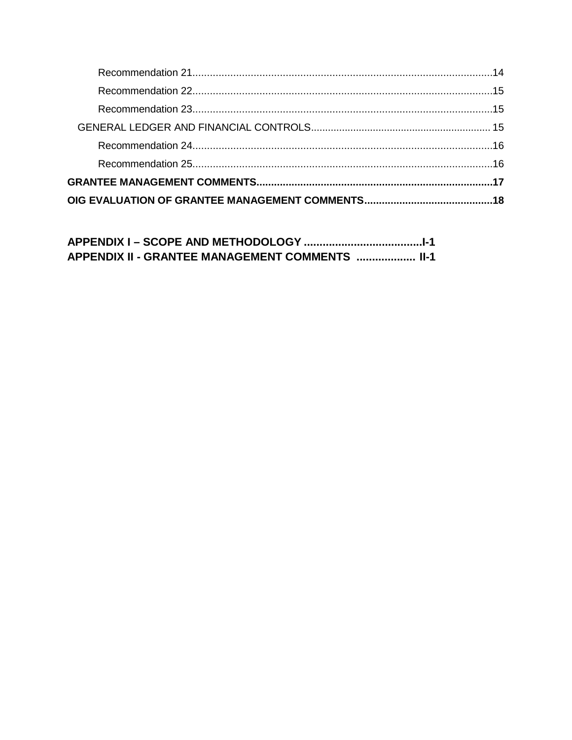Recommendation 21 .......................................................................................................14

Recommendation 22 .......................................................................................................15

Recommendation 23 .......................................................................................................15

GENERAL LEDGER AND FINANCIAL CONTROLS .............................................................. 15

Recommendation 24 .......................................................................................................16

Recommendation 25 .......................................................................................................16

**GRANTEE MANAGEMENT COMMENTS .................................................................................17**

**OIG EVALUATION OF GRANTEE MANAGEMENT COMMENTS ..........................................18**

**APPENDIX I – SCOPE AND METHODOLOGY .....................................I-1**

**APPENDIX II - GRANTEE MANAGEMENT COMMENTS ................... II-1**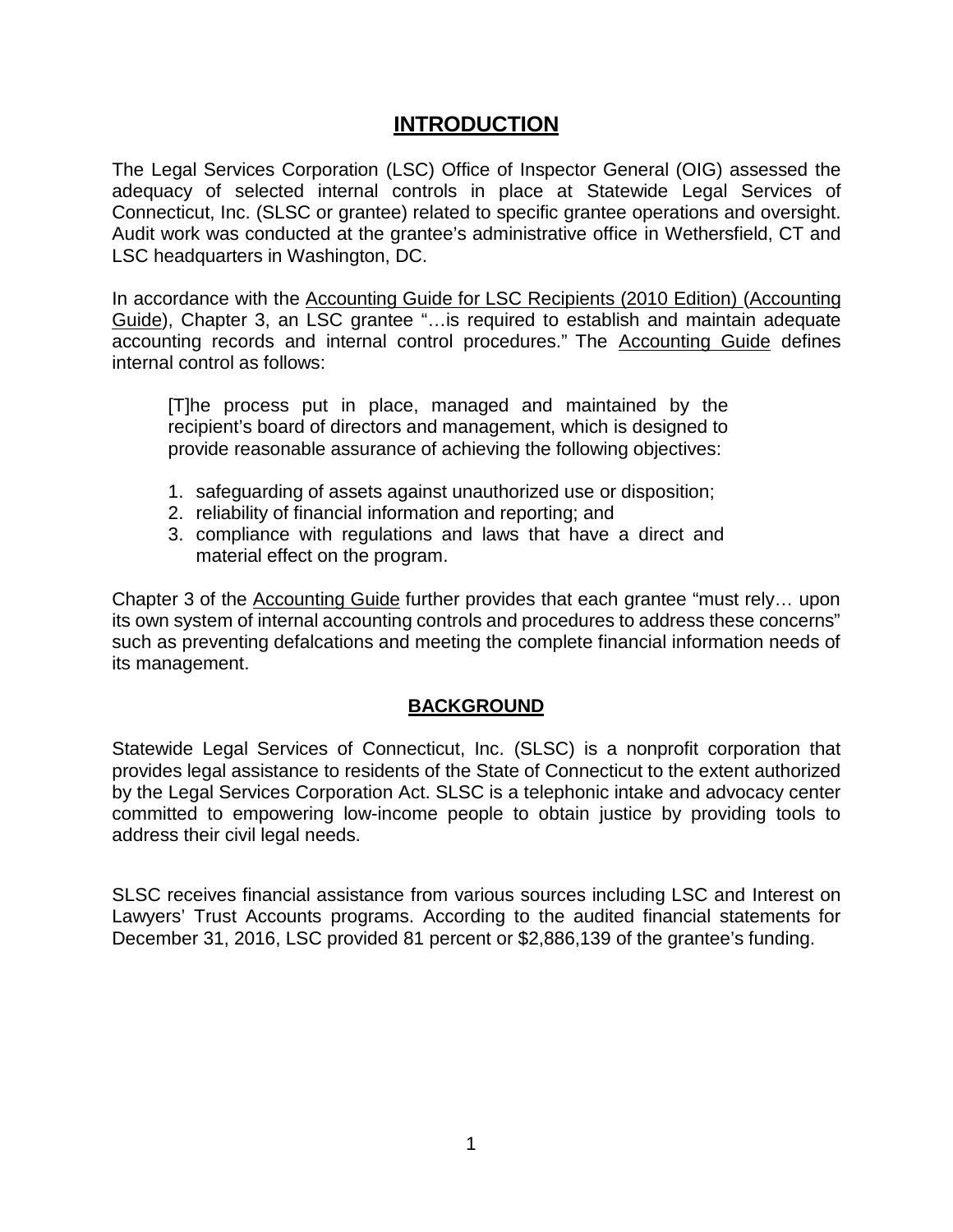## INTRODUCTION

The Legal Services Corporation (LSC) Office of Inspector General (OIG) assessed the adequacy of selected internal controls in place at Statewide Legal Services of Connecticut, Inc. (SLSC or grantee) related to specific grantee operations and oversight. Audit work was conducted at the grantee's administrative office in Wethersfield, CT and LSC headquarters in Washington, DC.

In accordance with the Accounting Guide for LSC Recipients (2010 Edition) (Accounting Guide), Chapter 3, an LSC grantee "…is required to establish and maintain adequate accounting records and internal control procedures." The Accounting Guide defines internal control as follows:

> [T]he process put in place, managed and maintained by the recipient's board of directors and management, which is designed to provide reasonable assurance of achieving the following objectives:
>
> 1. safeguarding of assets against unauthorized use or disposition;
> 2. reliability of financial information and reporting; and
> 3. compliance with regulations and laws that have a direct and material effect on the program.

Chapter 3 of the Accounting Guide further provides that each grantee "must rely… upon its own system of internal accounting controls and procedures to address these concerns" such as preventing defalcations and meeting the complete financial information needs of its management.

## BACKGROUND

Statewide Legal Services of Connecticut, Inc. (SLSC) is a nonprofit corporation that provides legal assistance to residents of the State of Connecticut to the extent authorized by the Legal Services Corporation Act. SLSC is a telephonic intake and advocacy center committed to empowering low-income people to obtain justice by providing tools to address their civil legal needs.

SLSC receives financial assistance from various sources including LSC and Interest on Lawyers' Trust Accounts programs. According to the audited financial statements for December 31, 2016, LSC provided 81 percent or $2,886,139 of the grantee's funding.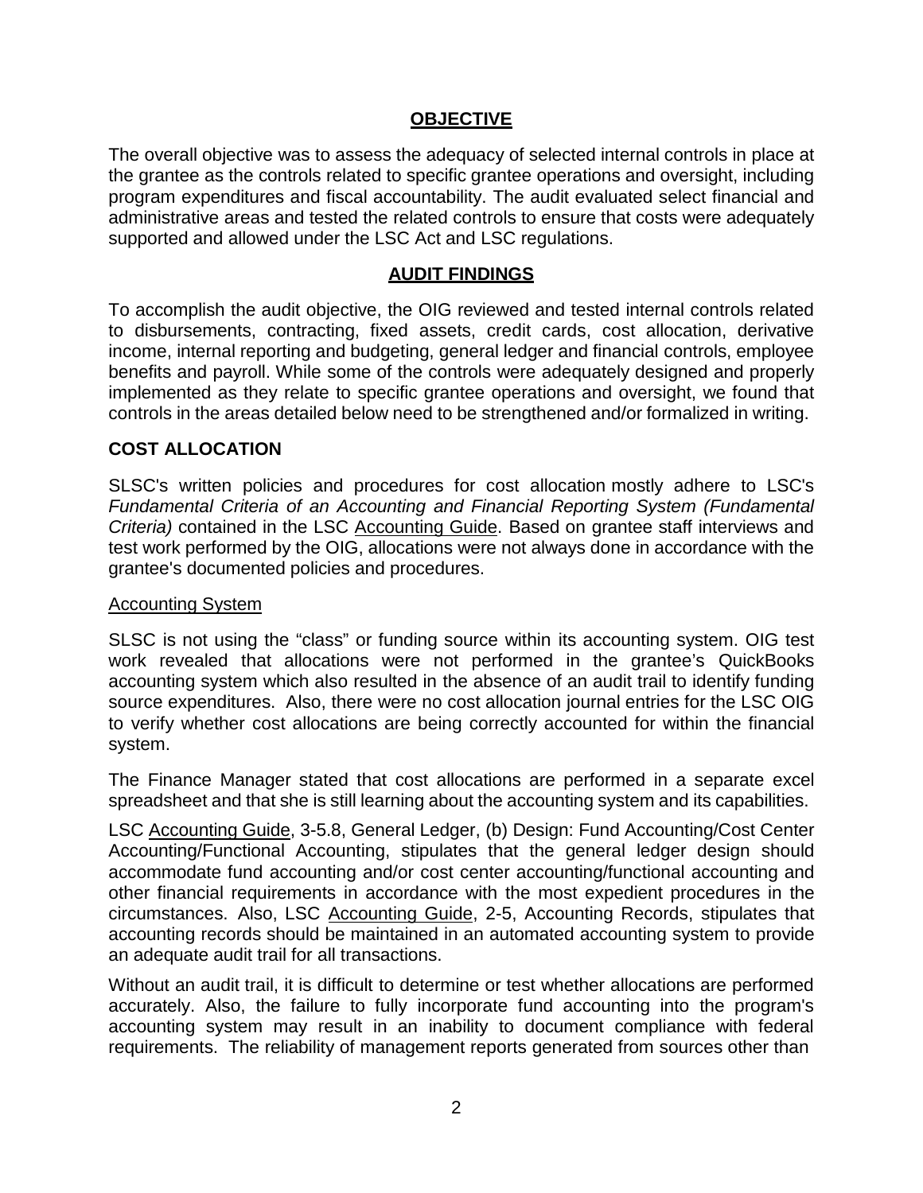## OBJECTIVE

The overall objective was to assess the adequacy of selected internal controls in place at the grantee as the controls related to specific grantee operations and oversight, including program expenditures and fiscal accountability. The audit evaluated select financial and administrative areas and tested the related controls to ensure that costs were adequately supported and allowed under the LSC Act and LSC regulations.

## AUDIT FINDINGS

To accomplish the audit objective, the OIG reviewed and tested internal controls related to disbursements, contracting, fixed assets, credit cards, cost allocation, derivative income, internal reporting and budgeting, general ledger and financial controls, employee benefits and payroll. While some of the controls were adequately designed and properly implemented as they relate to specific grantee operations and oversight, we found that controls in the areas detailed below need to be strengthened and/or formalized in writing.

### COST ALLOCATION

SLSC's written policies and procedures for cost allocation mostly adhere to LSC's *Fundamental Criteria of an Accounting and Financial Reporting System (Fundamental Criteria)* contained in the LSC Accounting Guide. Based on grantee staff interviews and test work performed by the OIG, allocations were not always done in accordance with the grantee's documented policies and procedures.

Accounting System

SLSC is not using the "class" or funding source within its accounting system. OIG test work revealed that allocations were not performed in the grantee's QuickBooks accounting system which also resulted in the absence of an audit trail to identify funding source expenditures. Also, there were no cost allocation journal entries for the LSC OIG to verify whether cost allocations are being correctly accounted for within the financial system.

The Finance Manager stated that cost allocations are performed in a separate excel spreadsheet and that she is still learning about the accounting system and its capabilities.

LSC Accounting Guide, 3-5.8, General Ledger, (b) Design: Fund Accounting/Cost Center Accounting/Functional Accounting, stipulates that the general ledger design should accommodate fund accounting and/or cost center accounting/functional accounting and other financial requirements in accordance with the most expedient procedures in the circumstances. Also, LSC Accounting Guide, 2-5, Accounting Records, stipulates that accounting records should be maintained in an automated accounting system to provide an adequate audit trail for all transactions.

Without an audit trail, it is difficult to determine or test whether allocations are performed accurately. Also, the failure to fully incorporate fund accounting into the program's accounting system may result in an inability to document compliance with federal requirements. The reliability of management reports generated from sources other than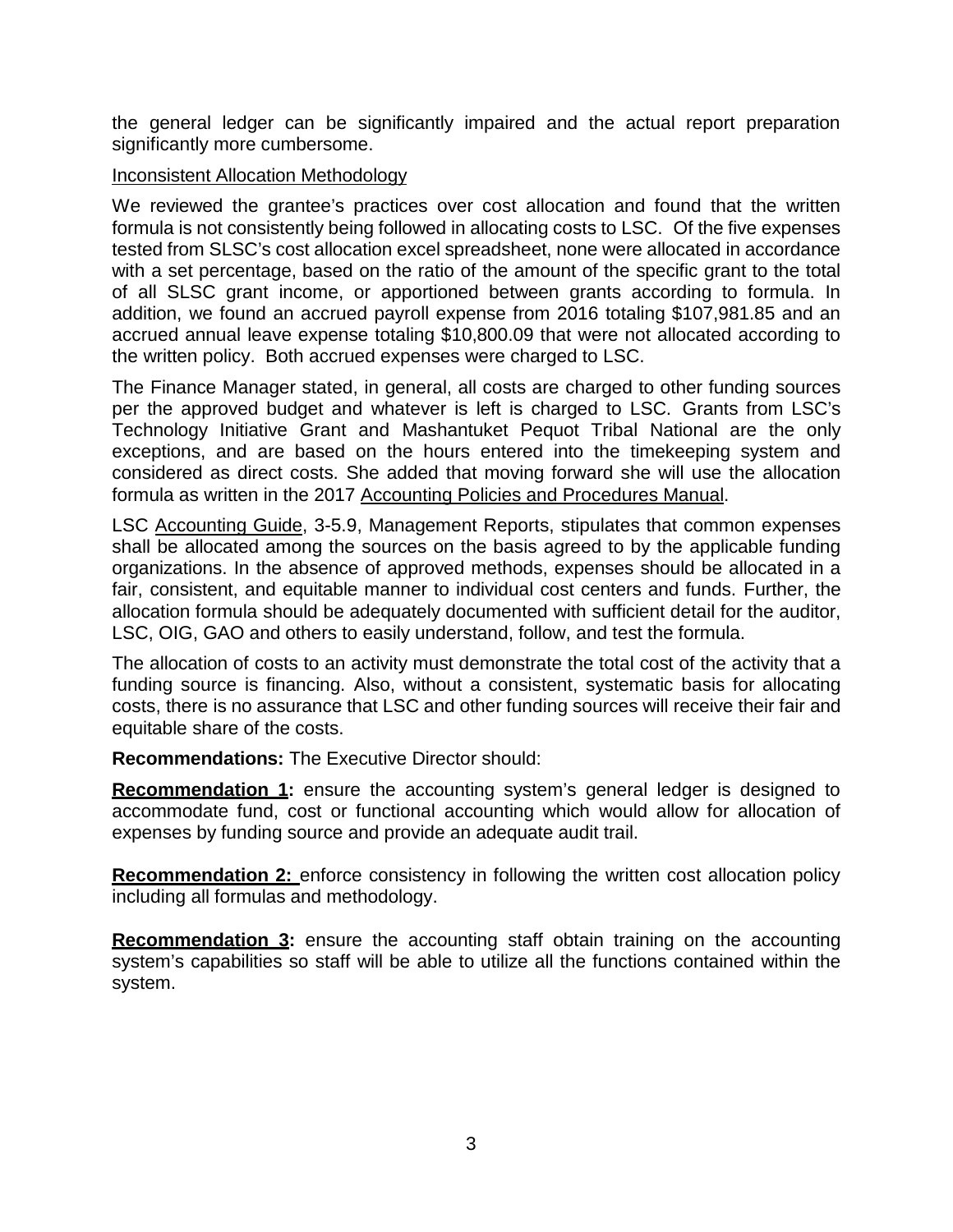the general ledger can be significantly impaired and the actual report preparation significantly more cumbersome.

Inconsistent Allocation Methodology

We reviewed the grantee's practices over cost allocation and found that the written formula is not consistently being followed in allocating costs to LSC. Of the five expenses tested from SLSC's cost allocation excel spreadsheet, none were allocated in accordance with a set percentage, based on the ratio of the amount of the specific grant to the total of all SLSC grant income, or apportioned between grants according to formula. In addition, we found an accrued payroll expense from 2016 totaling $107,981.85 and an accrued annual leave expense totaling $10,800.09 that were not allocated according to the written policy. Both accrued expenses were charged to LSC.

The Finance Manager stated, in general, all costs are charged to other funding sources per the approved budget and whatever is left is charged to LSC. Grants from LSC's Technology Initiative Grant and Mashantuket Pequot Tribal National are the only exceptions, and are based on the hours entered into the timekeeping system and considered as direct costs. She added that moving forward she will use the allocation formula as written in the 2017 Accounting Policies and Procedures Manual.

LSC Accounting Guide, 3-5.9, Management Reports, stipulates that common expenses shall be allocated among the sources on the basis agreed to by the applicable funding organizations. In the absence of approved methods, expenses should be allocated in a fair, consistent, and equitable manner to individual cost centers and funds. Further, the allocation formula should be adequately documented with sufficient detail for the auditor, LSC, OIG, GAO and others to easily understand, follow, and test the formula.

The allocation of costs to an activity must demonstrate the total cost of the activity that a funding source is financing. Also, without a consistent, systematic basis for allocating costs, there is no assurance that LSC and other funding sources will receive their fair and equitable share of the costs.

**Recommendations:** The Executive Director should:

**Recommendation 1:** ensure the accounting system's general ledger is designed to accommodate fund, cost or functional accounting which would allow for allocation of expenses by funding source and provide an adequate audit trail.

**Recommendation 2:** enforce consistency in following the written cost allocation policy including all formulas and methodology.

**Recommendation 3:** ensure the accounting staff obtain training on the accounting system's capabilities so staff will be able to utilize all the functions contained within the system.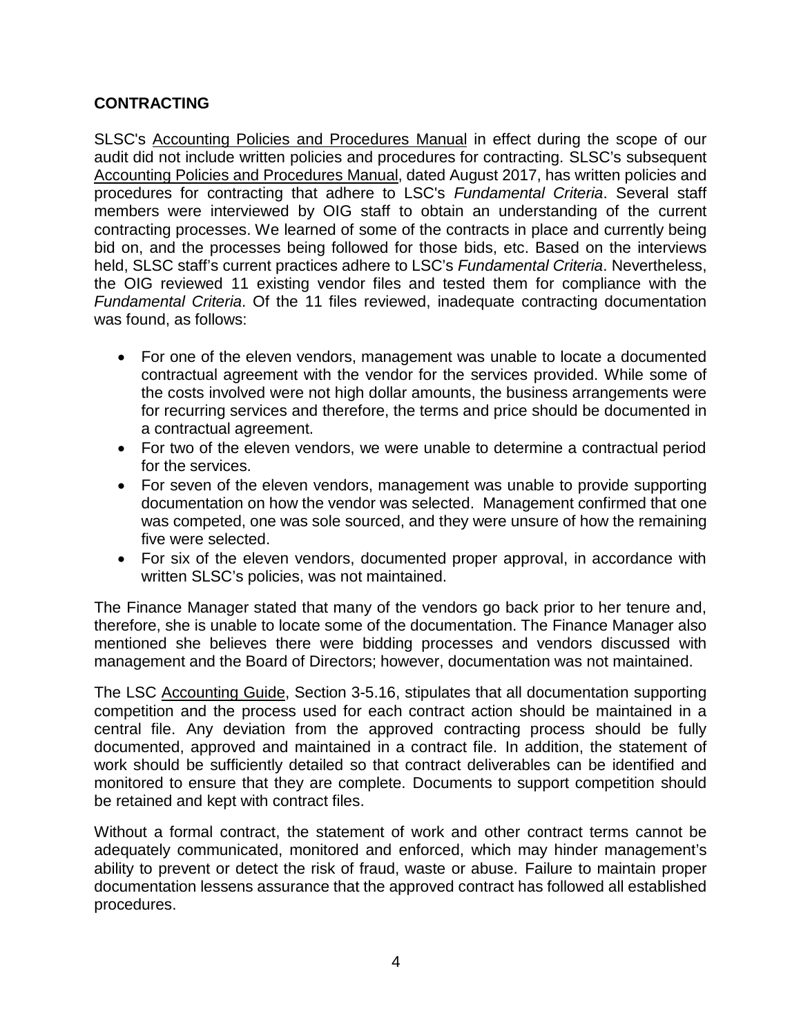## CONTRACTING

SLSC's Accounting Policies and Procedures Manual in effect during the scope of our audit did not include written policies and procedures for contracting. SLSC's subsequent Accounting Policies and Procedures Manual, dated August 2017, has written policies and procedures for contracting that adhere to LSC's *Fundamental Criteria*. Several staff members were interviewed by OIG staff to obtain an understanding of the current contracting processes. We learned of some of the contracts in place and currently being bid on, and the processes being followed for those bids, etc. Based on the interviews held, SLSC staff's current practices adhere to LSC's *Fundamental Criteria*. Nevertheless, the OIG reviewed 11 existing vendor files and tested them for compliance with the *Fundamental Criteria*. Of the 11 files reviewed, inadequate contracting documentation was found, as follows:

- For one of the eleven vendors, management was unable to locate a documented contractual agreement with the vendor for the services provided. While some of the costs involved were not high dollar amounts, the business arrangements were for recurring services and therefore, the terms and price should be documented in a contractual agreement.
- For two of the eleven vendors, we were unable to determine a contractual period for the services.
- For seven of the eleven vendors, management was unable to provide supporting documentation on how the vendor was selected. Management confirmed that one was competed, one was sole sourced, and they were unsure of how the remaining five were selected.
- For six of the eleven vendors, documented proper approval, in accordance with written SLSC's policies, was not maintained.

The Finance Manager stated that many of the vendors go back prior to her tenure and, therefore, she is unable to locate some of the documentation. The Finance Manager also mentioned she believes there were bidding processes and vendors discussed with management and the Board of Directors; however, documentation was not maintained.

The LSC Accounting Guide, Section 3-5.16, stipulates that all documentation supporting competition and the process used for each contract action should be maintained in a central file. Any deviation from the approved contracting process should be fully documented, approved and maintained in a contract file. In addition, the statement of work should be sufficiently detailed so that contract deliverables can be identified and monitored to ensure that they are complete. Documents to support competition should be retained and kept with contract files.

Without a formal contract, the statement of work and other contract terms cannot be adequately communicated, monitored and enforced, which may hinder management's ability to prevent or detect the risk of fraud, waste or abuse. Failure to maintain proper documentation lessens assurance that the approved contract has followed all established procedures.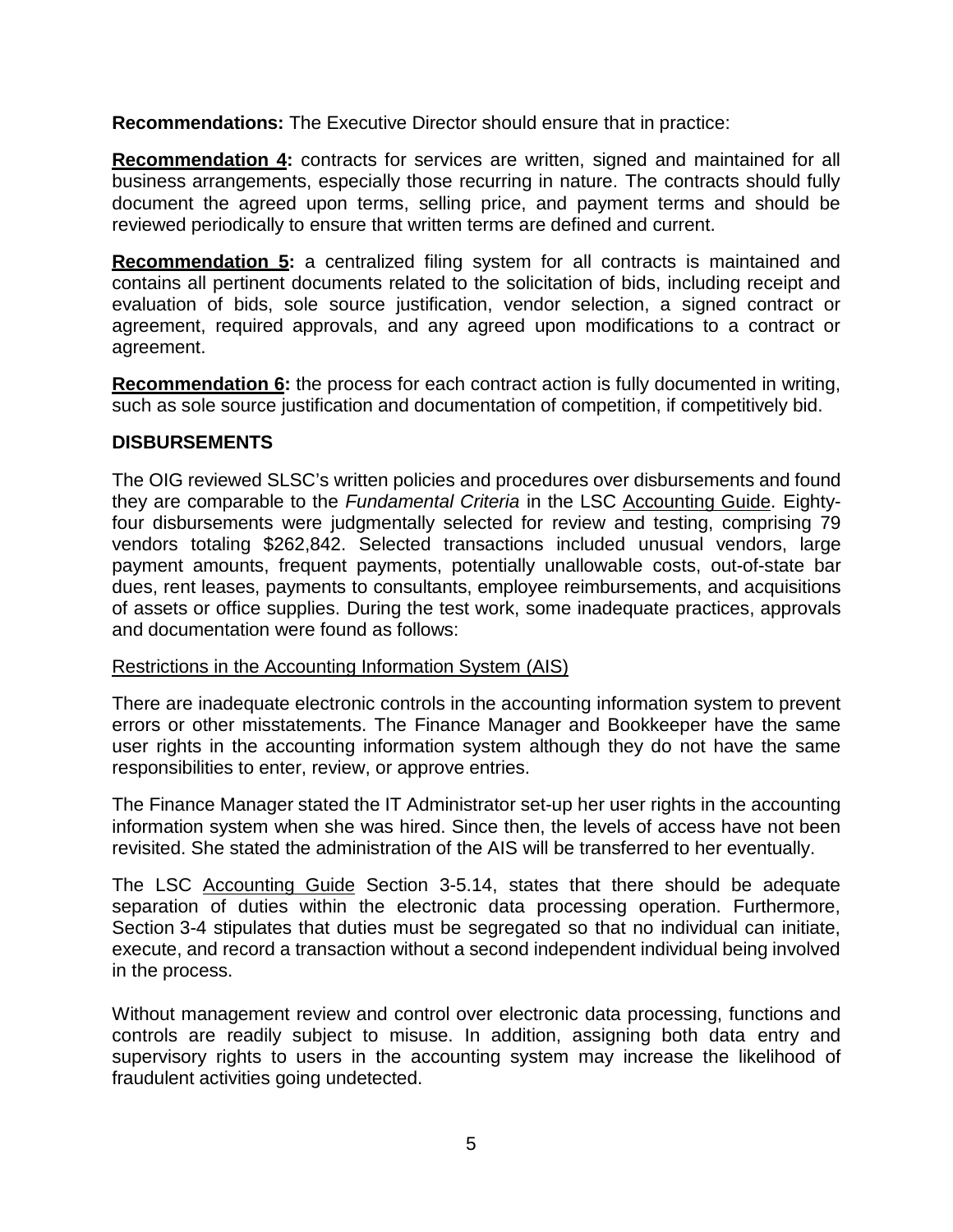**Recommendations:** The Executive Director should ensure that in practice:

**Recommendation 4:** contracts for services are written, signed and maintained for all business arrangements, especially those recurring in nature. The contracts should fully document the agreed upon terms, selling price, and payment terms and should be reviewed periodically to ensure that written terms are defined and current.

**Recommendation 5:** a centralized filing system for all contracts is maintained and contains all pertinent documents related to the solicitation of bids, including receipt and evaluation of bids, sole source justification, vendor selection, a signed contract or agreement, required approvals, and any agreed upon modifications to a contract or agreement.

**Recommendation 6:** the process for each contract action is fully documented in writing, such as sole source justification and documentation of competition, if competitively bid.

## DISBURSEMENTS

The OIG reviewed SLSC's written policies and procedures over disbursements and found they are comparable to the *Fundamental Criteria* in the LSC Accounting Guide. Eighty-four disbursements were judgmentally selected for review and testing, comprising 79 vendors totaling $262,842. Selected transactions included unusual vendors, large payment amounts, frequent payments, potentially unallowable costs, out-of-state bar dues, rent leases, payments to consultants, employee reimbursements, and acquisitions of assets or office supplies. During the test work, some inadequate practices, approvals and documentation were found as follows:

Restrictions in the Accounting Information System (AIS)

There are inadequate electronic controls in the accounting information system to prevent errors or other misstatements. The Finance Manager and Bookkeeper have the same user rights in the accounting information system although they do not have the same responsibilities to enter, review, or approve entries.

The Finance Manager stated the IT Administrator set-up her user rights in the accounting information system when she was hired. Since then, the levels of access have not been revisited. She stated the administration of the AIS will be transferred to her eventually.

The LSC Accounting Guide Section 3-5.14, states that there should be adequate separation of duties within the electronic data processing operation. Furthermore, Section 3-4 stipulates that duties must be segregated so that no individual can initiate, execute, and record a transaction without a second independent individual being involved in the process.

Without management review and control over electronic data processing, functions and controls are readily subject to misuse. In addition, assigning both data entry and supervisory rights to users in the accounting system may increase the likelihood of fraudulent activities going undetected.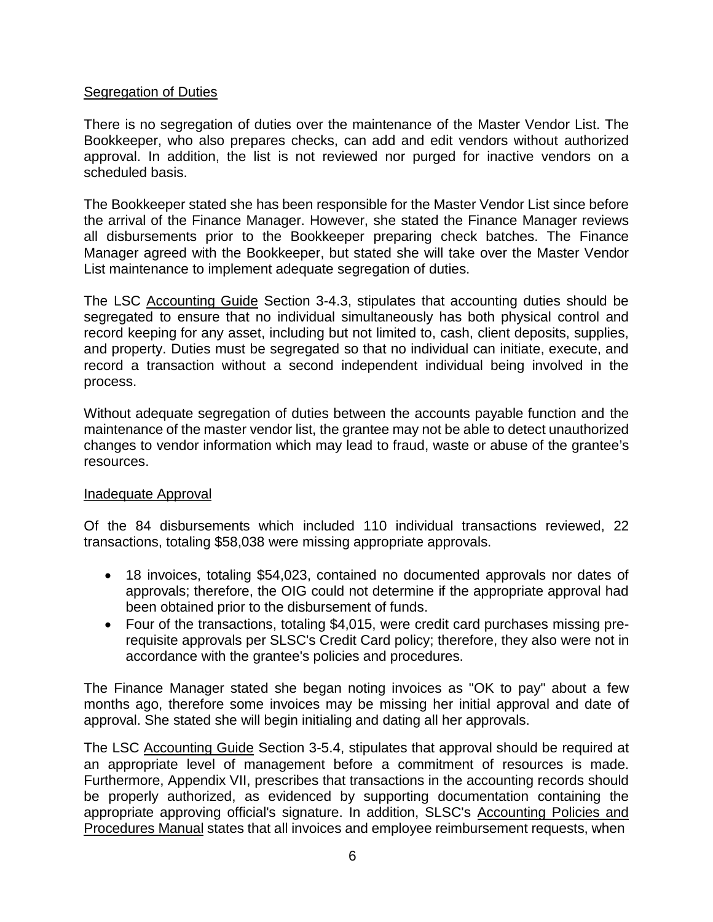<u>Segregation of Duties</u>

There is no segregation of duties over the maintenance of the Master Vendor List. The Bookkeeper, who also prepares checks, can add and edit vendors without authorized approval. In addition, the list is not reviewed nor purged for inactive vendors on a scheduled basis.

The Bookkeeper stated she has been responsible for the Master Vendor List since before the arrival of the Finance Manager. However, she stated the Finance Manager reviews all disbursements prior to the Bookkeeper preparing check batches. The Finance Manager agreed with the Bookkeeper, but stated she will take over the Master Vendor List maintenance to implement adequate segregation of duties.

The LSC <u>Accounting Guide</u> Section 3-4.3, stipulates that accounting duties should be segregated to ensure that no individual simultaneously has both physical control and record keeping for any asset, including but not limited to, cash, client deposits, supplies, and property. Duties must be segregated so that no individual can initiate, execute, and record a transaction without a second independent individual being involved in the process.

Without adequate segregation of duties between the accounts payable function and the maintenance of the master vendor list, the grantee may not be able to detect unauthorized changes to vendor information which may lead to fraud, waste or abuse of the grantee's resources.

<u>Inadequate Approval</u>

Of the 84 disbursements which included 110 individual transactions reviewed, 22 transactions, totaling $58,038 were missing appropriate approvals.

- 18 invoices, totaling $54,023, contained no documented approvals nor dates of approvals; therefore, the OIG could not determine if the appropriate approval had been obtained prior to the disbursement of funds.
- Four of the transactions, totaling $4,015, were credit card purchases missing pre-requisite approvals per SLSC's Credit Card policy; therefore, they also were not in accordance with the grantee's policies and procedures.

The Finance Manager stated she began noting invoices as "OK to pay" about a few months ago, therefore some invoices may be missing her initial approval and date of approval. She stated she will begin initialing and dating all her approvals.

The LSC <u>Accounting Guide</u> Section 3-5.4, stipulates that approval should be required at an appropriate level of management before a commitment of resources is made. Furthermore, Appendix VII, prescribes that transactions in the accounting records should be properly authorized, as evidenced by supporting documentation containing the appropriate approving official's signature. In addition, SLSC's <u>Accounting Policies and Procedures Manual</u> states that all invoices and employee reimbursement requests, when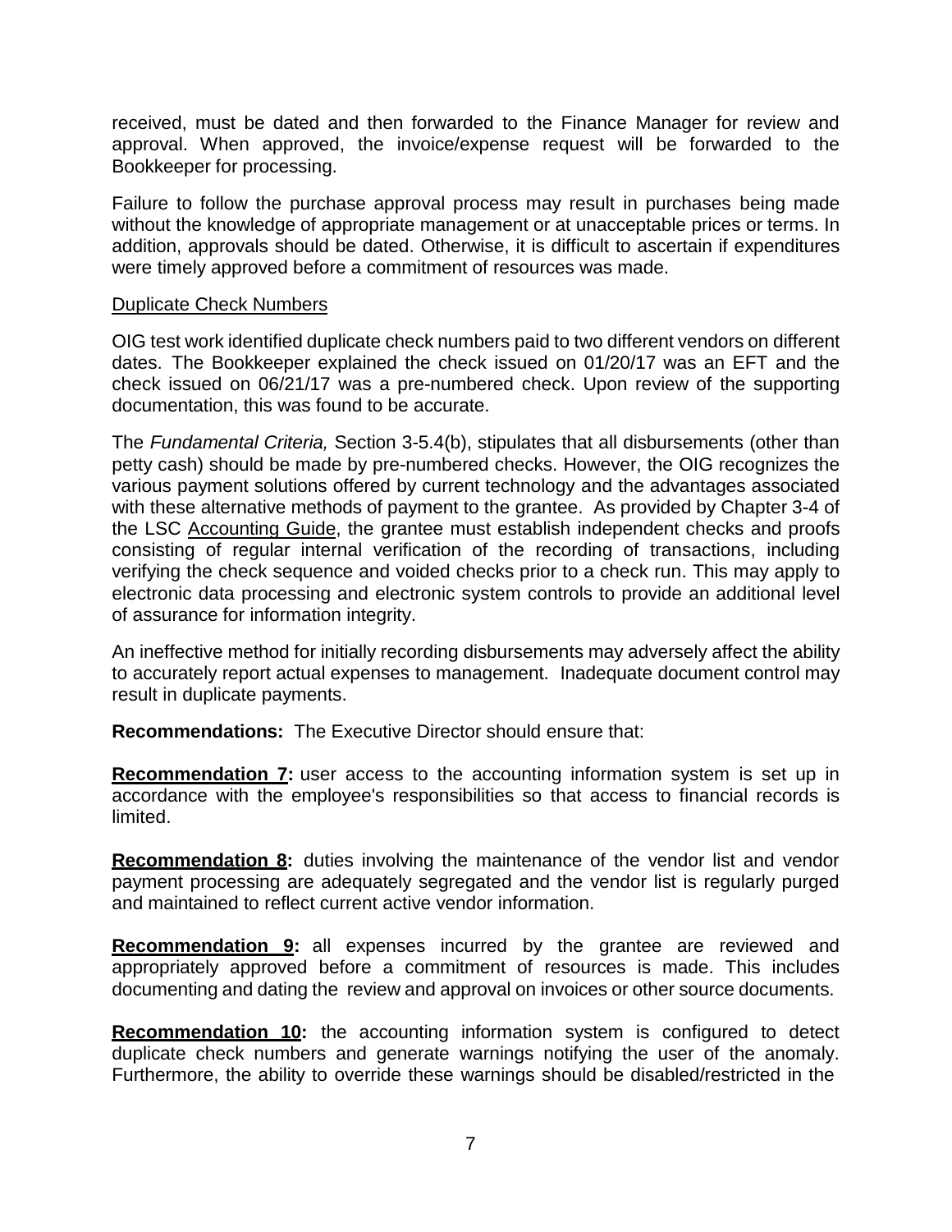received, must be dated and then forwarded to the Finance Manager for review and approval. When approved, the invoice/expense request will be forwarded to the Bookkeeper for processing.

Failure to follow the purchase approval process may result in purchases being made without the knowledge of appropriate management or at unacceptable prices or terms. In addition, approvals should be dated. Otherwise, it is difficult to ascertain if expenditures were timely approved before a commitment of resources was made.

Duplicate Check Numbers

OIG test work identified duplicate check numbers paid to two different vendors on different dates. The Bookkeeper explained the check issued on 01/20/17 was an EFT and the check issued on 06/21/17 was a pre-numbered check. Upon review of the supporting documentation, this was found to be accurate.

The *Fundamental Criteria,* Section 3-5.4(b), stipulates that all disbursements (other than petty cash) should be made by pre-numbered checks. However, the OIG recognizes the various payment solutions offered by current technology and the advantages associated with these alternative methods of payment to the grantee. As provided by Chapter 3-4 of the LSC Accounting Guide, the grantee must establish independent checks and proofs consisting of regular internal verification of the recording of transactions, including verifying the check sequence and voided checks prior to a check run. This may apply to electronic data processing and electronic system controls to provide an additional level of assurance for information integrity.

An ineffective method for initially recording disbursements may adversely affect the ability to accurately report actual expenses to management. Inadequate document control may result in duplicate payments.

**Recommendations:** The Executive Director should ensure that:

**Recommendation 7:** user access to the accounting information system is set up in accordance with the employee's responsibilities so that access to financial records is limited.

**Recommendation 8:** duties involving the maintenance of the vendor list and vendor payment processing are adequately segregated and the vendor list is regularly purged and maintained to reflect current active vendor information.

**Recommendation 9:** all expenses incurred by the grantee are reviewed and appropriately approved before a commitment of resources is made. This includes documenting and dating the review and approval on invoices or other source documents.

**Recommendation 10:** the accounting information system is configured to detect duplicate check numbers and generate warnings notifying the user of the anomaly. Furthermore, the ability to override these warnings should be disabled/restricted in the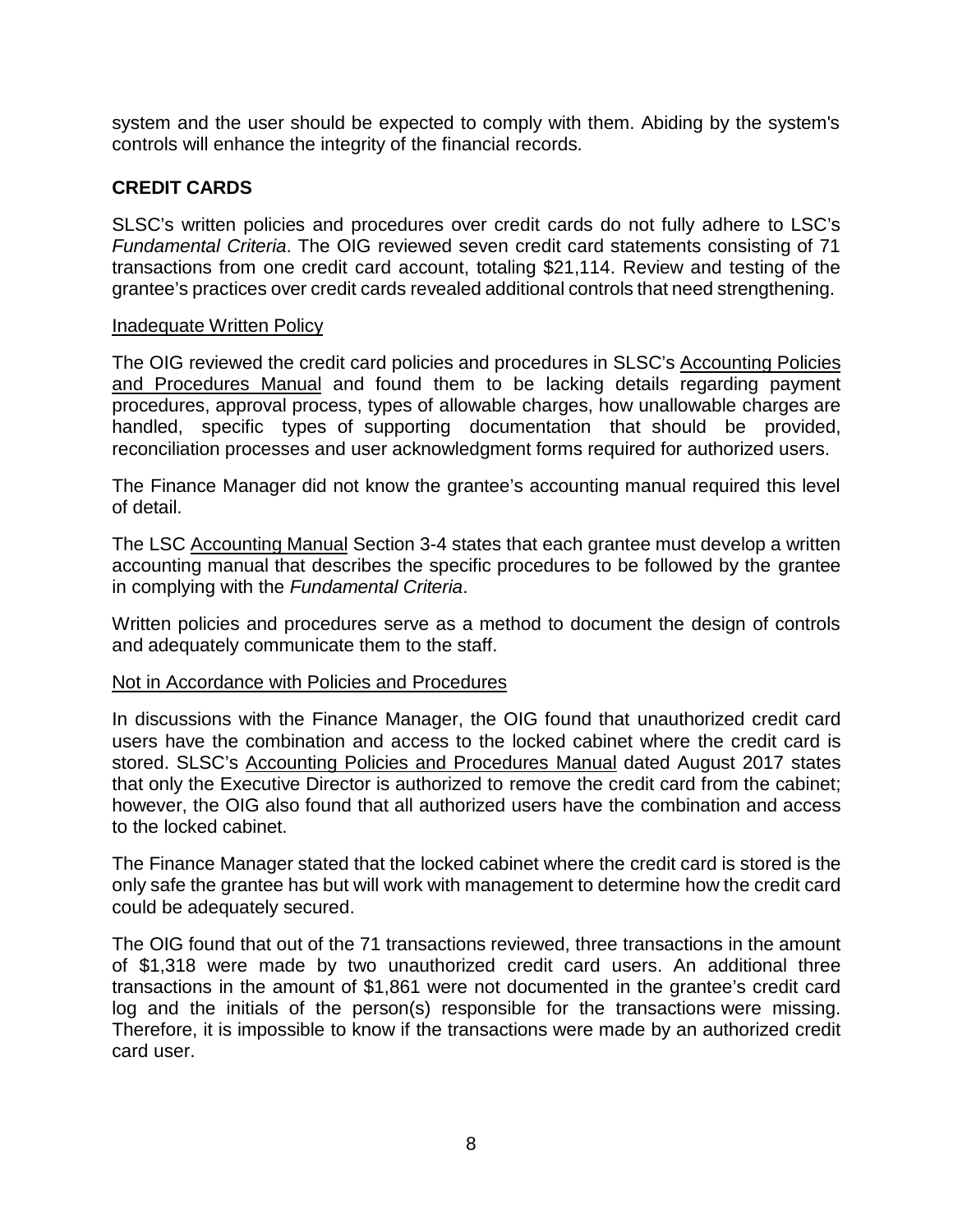system and the user should be expected to comply with them. Abiding by the system's controls will enhance the integrity of the financial records.

## CREDIT CARDS

SLSC's written policies and procedures over credit cards do not fully adhere to LSC's *Fundamental Criteria*. The OIG reviewed seven credit card statements consisting of 71 transactions from one credit card account, totaling $21,114. Review and testing of the grantee's practices over credit cards revealed additional controls that need strengthening.

### Inadequate Written Policy

The OIG reviewed the credit card policies and procedures in SLSC's Accounting Policies and Procedures Manual and found them to be lacking details regarding payment procedures, approval process, types of allowable charges, how unallowable charges are handled, specific types of supporting documentation that should be provided, reconciliation processes and user acknowledgment forms required for authorized users.

The Finance Manager did not know the grantee's accounting manual required this level of detail.

The LSC Accounting Manual Section 3-4 states that each grantee must develop a written accounting manual that describes the specific procedures to be followed by the grantee in complying with the *Fundamental Criteria*.

Written policies and procedures serve as a method to document the design of controls and adequately communicate them to the staff.

### Not in Accordance with Policies and Procedures

In discussions with the Finance Manager, the OIG found that unauthorized credit card users have the combination and access to the locked cabinet where the credit card is stored. SLSC's Accounting Policies and Procedures Manual dated August 2017 states that only the Executive Director is authorized to remove the credit card from the cabinet; however, the OIG also found that all authorized users have the combination and access to the locked cabinet.

The Finance Manager stated that the locked cabinet where the credit card is stored is the only safe the grantee has but will work with management to determine how the credit card could be adequately secured.

The OIG found that out of the 71 transactions reviewed, three transactions in the amount of $1,318 were made by two unauthorized credit card users. An additional three transactions in the amount of $1,861 were not documented in the grantee's credit card log and the initials of the person(s) responsible for the transactions were missing. Therefore, it is impossible to know if the transactions were made by an authorized credit card user.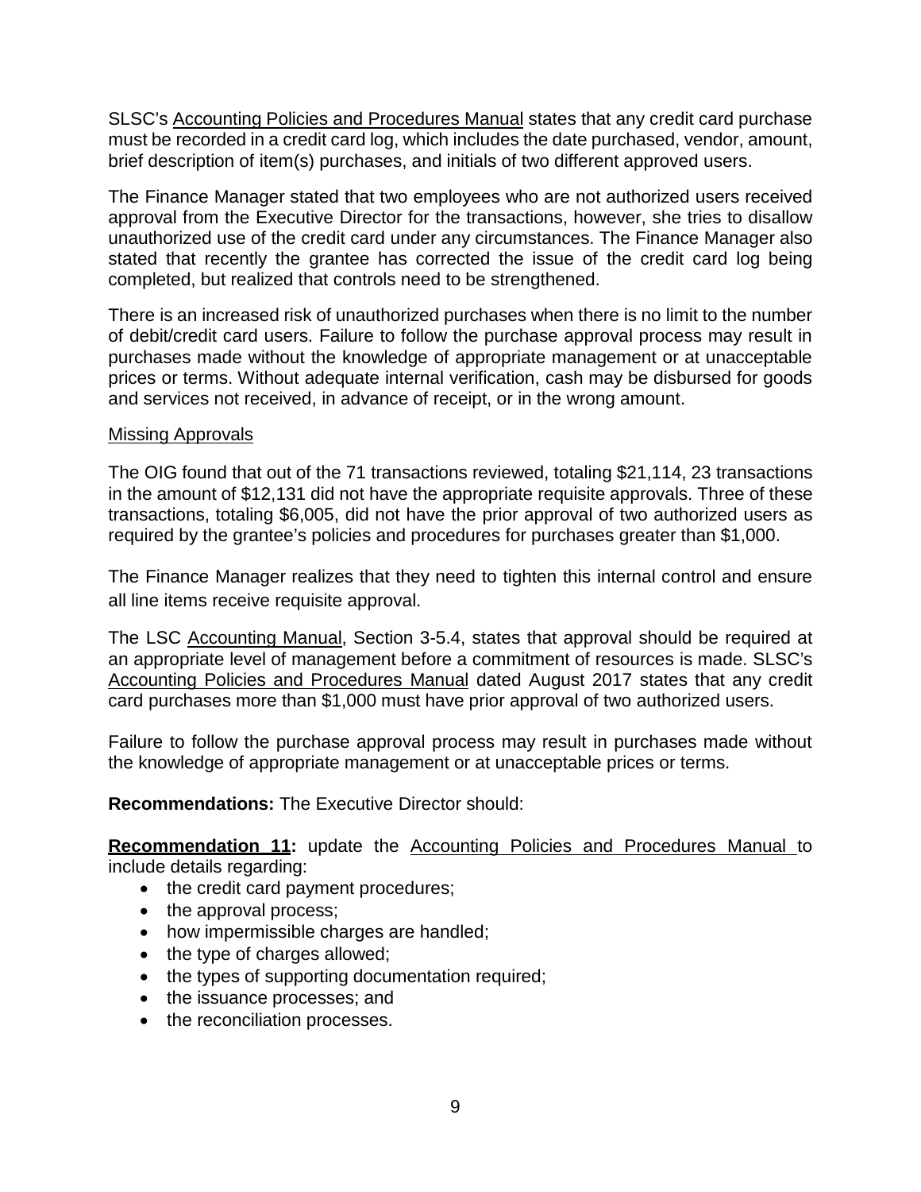SLSC's Accounting Policies and Procedures Manual states that any credit card purchase must be recorded in a credit card log, which includes the date purchased, vendor, amount, brief description of item(s) purchases, and initials of two different approved users.

The Finance Manager stated that two employees who are not authorized users received approval from the Executive Director for the transactions, however, she tries to disallow unauthorized use of the credit card under any circumstances. The Finance Manager also stated that recently the grantee has corrected the issue of the credit card log being completed, but realized that controls need to be strengthened.

There is an increased risk of unauthorized purchases when there is no limit to the number of debit/credit card users. Failure to follow the purchase approval process may result in purchases made without the knowledge of appropriate management or at unacceptable prices or terms. Without adequate internal verification, cash may be disbursed for goods and services not received, in advance of receipt, or in the wrong amount.

Missing Approvals

The OIG found that out of the 71 transactions reviewed, totaling $21,114, 23 transactions in the amount of $12,131 did not have the appropriate requisite approvals. Three of these transactions, totaling $6,005, did not have the prior approval of two authorized users as required by the grantee's policies and procedures for purchases greater than $1,000.

The Finance Manager realizes that they need to tighten this internal control and ensure all line items receive requisite approval.

The LSC Accounting Manual, Section 3-5.4, states that approval should be required at an appropriate level of management before a commitment of resources is made. SLSC's Accounting Policies and Procedures Manual dated August 2017 states that any credit card purchases more than $1,000 must have prior approval of two authorized users.

Failure to follow the purchase approval process may result in purchases made without the knowledge of appropriate management or at unacceptable prices or terms.

**Recommendations:** The Executive Director should:

**Recommendation 11:** update the Accounting Policies and Procedures Manual to include details regarding:

- the credit card payment procedures;
- the approval process;
- how impermissible charges are handled;
- the type of charges allowed;
- the types of supporting documentation required;
- the issuance processes; and
- the reconciliation processes.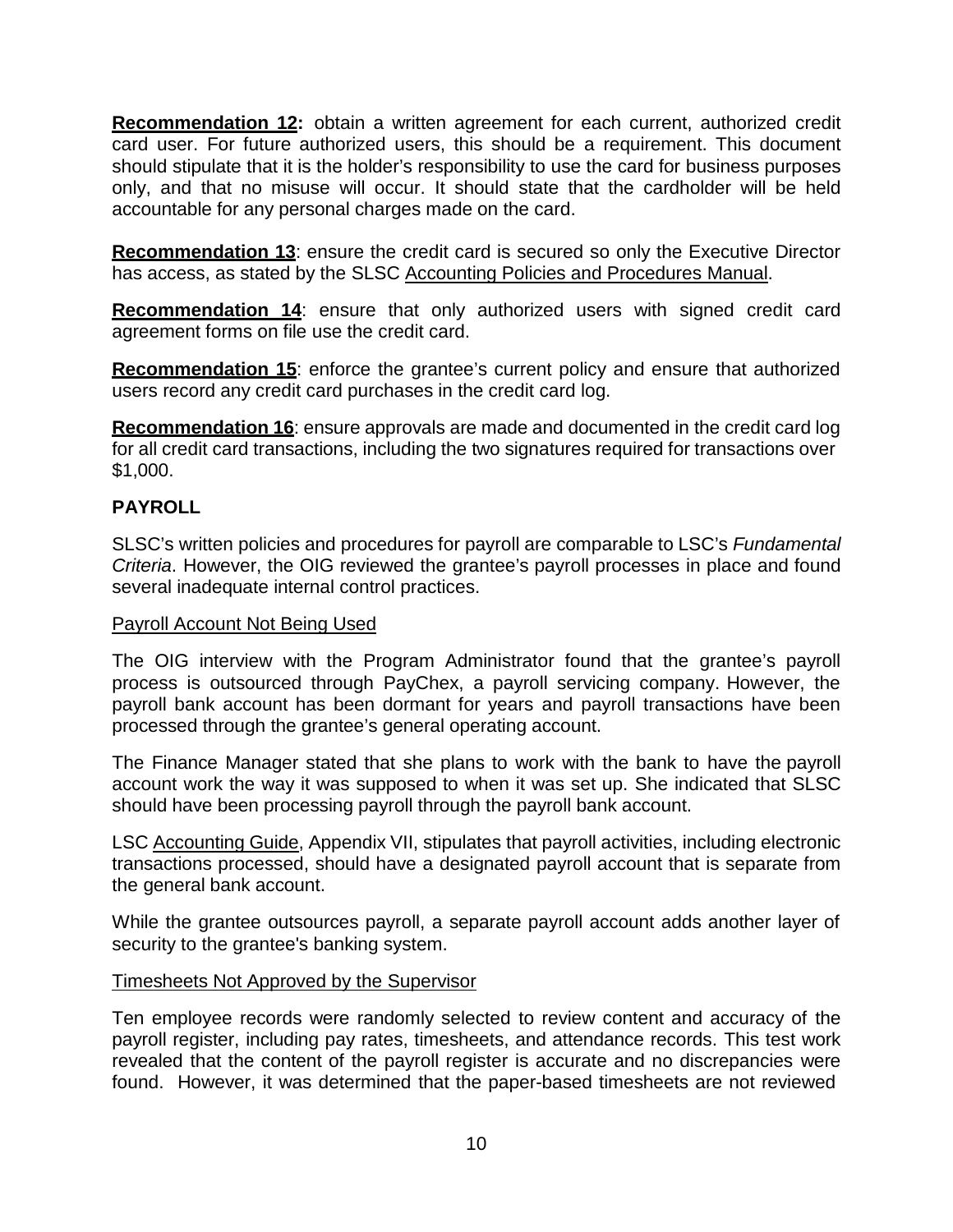**Recommendation 12:** obtain a written agreement for each current, authorized credit card user. For future authorized users, this should be a requirement. This document should stipulate that it is the holder's responsibility to use the card for business purposes only, and that no misuse will occur. It should state that the cardholder will be held accountable for any personal charges made on the card.

**Recommendation 13**: ensure the credit card is secured so only the Executive Director has access, as stated by the SLSC Accounting Policies and Procedures Manual.

**Recommendation 14**: ensure that only authorized users with signed credit card agreement forms on file use the credit card.

**Recommendation 15**: enforce the grantee's current policy and ensure that authorized users record any credit card purchases in the credit card log.

**Recommendation 16**: ensure approvals are made and documented in the credit card log for all credit card transactions, including the two signatures required for transactions over $1,000.

## PAYROLL

SLSC's written policies and procedures for payroll are comparable to LSC's *Fundamental Criteria*. However, the OIG reviewed the grantee's payroll processes in place and found several inadequate internal control practices.

### Payroll Account Not Being Used

The OIG interview with the Program Administrator found that the grantee's payroll process is outsourced through PayChex, a payroll servicing company. However, the payroll bank account has been dormant for years and payroll transactions have been processed through the grantee's general operating account.

The Finance Manager stated that she plans to work with the bank to have the payroll account work the way it was supposed to when it was set up. She indicated that SLSC should have been processing payroll through the payroll bank account.

LSC Accounting Guide, Appendix VII, stipulates that payroll activities, including electronic transactions processed, should have a designated payroll account that is separate from the general bank account.

While the grantee outsources payroll, a separate payroll account adds another layer of security to the grantee's banking system.

### Timesheets Not Approved by the Supervisor

Ten employee records were randomly selected to review content and accuracy of the payroll register, including pay rates, timesheets, and attendance records. This test work revealed that the content of the payroll register is accurate and no discrepancies were found. However, it was determined that the paper-based timesheets are not reviewed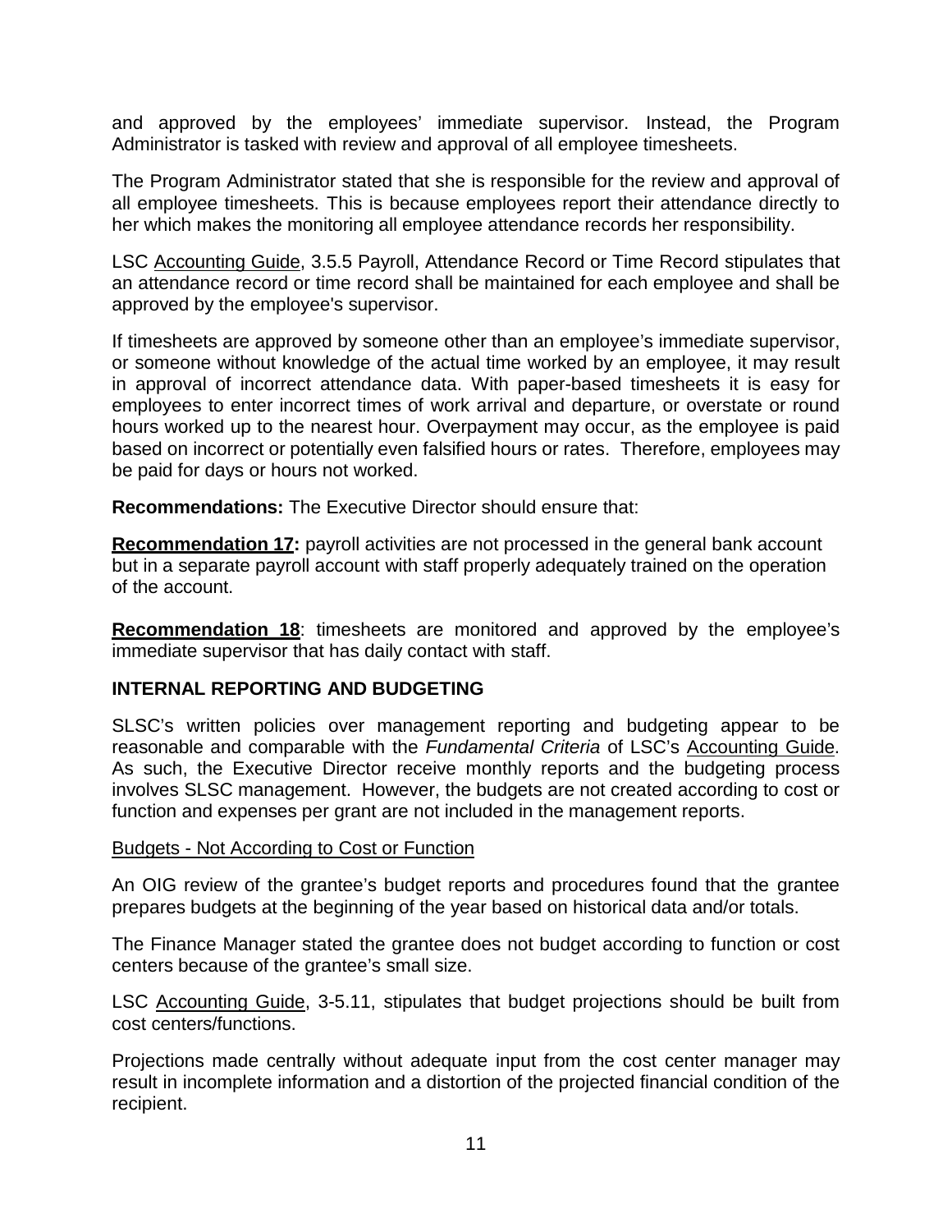and approved by the employees' immediate supervisor. Instead, the Program Administrator is tasked with review and approval of all employee timesheets.

The Program Administrator stated that she is responsible for the review and approval of all employee timesheets. This is because employees report their attendance directly to her which makes the monitoring all employee attendance records her responsibility.

LSC Accounting Guide, 3.5.5 Payroll, Attendance Record or Time Record stipulates that an attendance record or time record shall be maintained for each employee and shall be approved by the employee's supervisor.

If timesheets are approved by someone other than an employee's immediate supervisor, or someone without knowledge of the actual time worked by an employee, it may result in approval of incorrect attendance data. With paper-based timesheets it is easy for employees to enter incorrect times of work arrival and departure, or overstate or round hours worked up to the nearest hour. Overpayment may occur, as the employee is paid based on incorrect or potentially even falsified hours or rates. Therefore, employees may be paid for days or hours not worked.

**Recommendations:** The Executive Director should ensure that:

**Recommendation 17:** payroll activities are not processed in the general bank account but in a separate payroll account with staff properly adequately trained on the operation of the account.

**Recommendation 18**: timesheets are monitored and approved by the employee's immediate supervisor that has daily contact with staff.

## INTERNAL REPORTING AND BUDGETING

SLSC's written policies over management reporting and budgeting appear to be reasonable and comparable with the *Fundamental Criteria* of LSC's Accounting Guide. As such, the Executive Director receive monthly reports and the budgeting process involves SLSC management. However, the budgets are not created according to cost or function and expenses per grant are not included in the management reports.

### Budgets - Not According to Cost or Function

An OIG review of the grantee's budget reports and procedures found that the grantee prepares budgets at the beginning of the year based on historical data and/or totals.

The Finance Manager stated the grantee does not budget according to function or cost centers because of the grantee's small size.

LSC Accounting Guide, 3-5.11, stipulates that budget projections should be built from cost centers/functions.

Projections made centrally without adequate input from the cost center manager may result in incomplete information and a distortion of the projected financial condition of the recipient.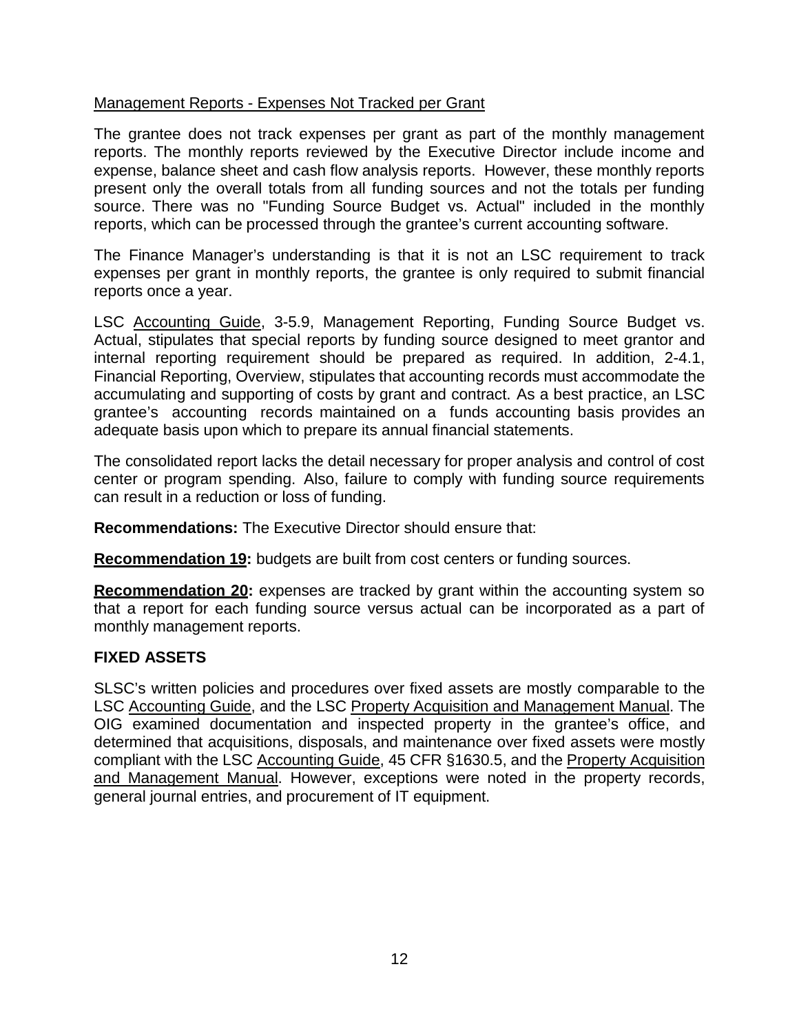Management Reports - Expenses Not Tracked per Grant

The grantee does not track expenses per grant as part of the monthly management reports. The monthly reports reviewed by the Executive Director include income and expense, balance sheet and cash flow analysis reports. However, these monthly reports present only the overall totals from all funding sources and not the totals per funding source. There was no "Funding Source Budget vs. Actual" included in the monthly reports, which can be processed through the grantee's current accounting software.

The Finance Manager's understanding is that it is not an LSC requirement to track expenses per grant in monthly reports, the grantee is only required to submit financial reports once a year.

LSC Accounting Guide, 3-5.9, Management Reporting, Funding Source Budget vs. Actual, stipulates that special reports by funding source designed to meet grantor and internal reporting requirement should be prepared as required. In addition, 2-4.1, Financial Reporting, Overview, stipulates that accounting records must accommodate the accumulating and supporting of costs by grant and contract. As a best practice, an LSC grantee's accounting records maintained on a funds accounting basis provides an adequate basis upon which to prepare its annual financial statements.

The consolidated report lacks the detail necessary for proper analysis and control of cost center or program spending. Also, failure to comply with funding source requirements can result in a reduction or loss of funding.

**Recommendations:** The Executive Director should ensure that:

**Recommendation 19:** budgets are built from cost centers or funding sources.

**Recommendation 20:** expenses are tracked by grant within the accounting system so that a report for each funding source versus actual can be incorporated as a part of monthly management reports.

## FIXED ASSETS

SLSC's written policies and procedures over fixed assets are mostly comparable to the LSC Accounting Guide, and the LSC Property Acquisition and Management Manual. The OIG examined documentation and inspected property in the grantee's office, and determined that acquisitions, disposals, and maintenance over fixed assets were mostly compliant with the LSC Accounting Guide, 45 CFR §1630.5, and the Property Acquisition and Management Manual. However, exceptions were noted in the property records, general journal entries, and procurement of IT equipment.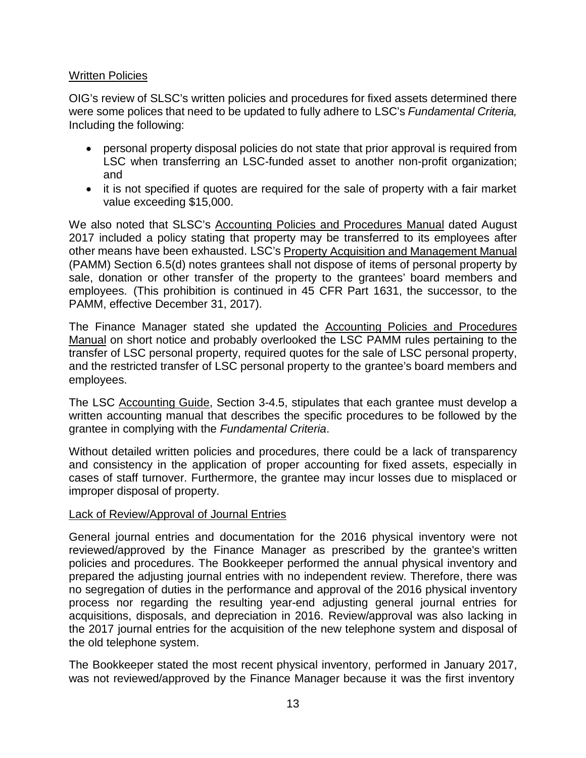Written Policies

OIG's review of SLSC's written policies and procedures for fixed assets determined there were some polices that need to be updated to fully adhere to LSC's *Fundamental Criteria,* Including the following:

- personal property disposal policies do not state that prior approval is required from LSC when transferring an LSC-funded asset to another non-profit organization; and
- it is not specified if quotes are required for the sale of property with a fair market value exceeding $15,000.

We also noted that SLSC's Accounting Policies and Procedures Manual dated August 2017 included a policy stating that property may be transferred to its employees after other means have been exhausted. LSC's Property Acquisition and Management Manual (PAMM) Section 6.5(d) notes grantees shall not dispose of items of personal property by sale, donation or other transfer of the property to the grantees' board members and employees. (This prohibition is continued in 45 CFR Part 1631, the successor, to the PAMM, effective December 31, 2017).

The Finance Manager stated she updated the Accounting Policies and Procedures Manual on short notice and probably overlooked the LSC PAMM rules pertaining to the transfer of LSC personal property, required quotes for the sale of LSC personal property, and the restricted transfer of LSC personal property to the grantee's board members and employees.

The LSC Accounting Guide, Section 3-4.5, stipulates that each grantee must develop a written accounting manual that describes the specific procedures to be followed by the grantee in complying with the *Fundamental Criteria*.

Without detailed written policies and procedures, there could be a lack of transparency and consistency in the application of proper accounting for fixed assets, especially in cases of staff turnover. Furthermore, the grantee may incur losses due to misplaced or improper disposal of property.

Lack of Review/Approval of Journal Entries

General journal entries and documentation for the 2016 physical inventory were not reviewed/approved by the Finance Manager as prescribed by the grantee's written policies and procedures. The Bookkeeper performed the annual physical inventory and prepared the adjusting journal entries with no independent review. Therefore, there was no segregation of duties in the performance and approval of the 2016 physical inventory process nor regarding the resulting year-end adjusting general journal entries for acquisitions, disposals, and depreciation in 2016. Review/approval was also lacking in the 2017 journal entries for the acquisition of the new telephone system and disposal of the old telephone system.

The Bookkeeper stated the most recent physical inventory, performed in January 2017, was not reviewed/approved by the Finance Manager because it was the first inventory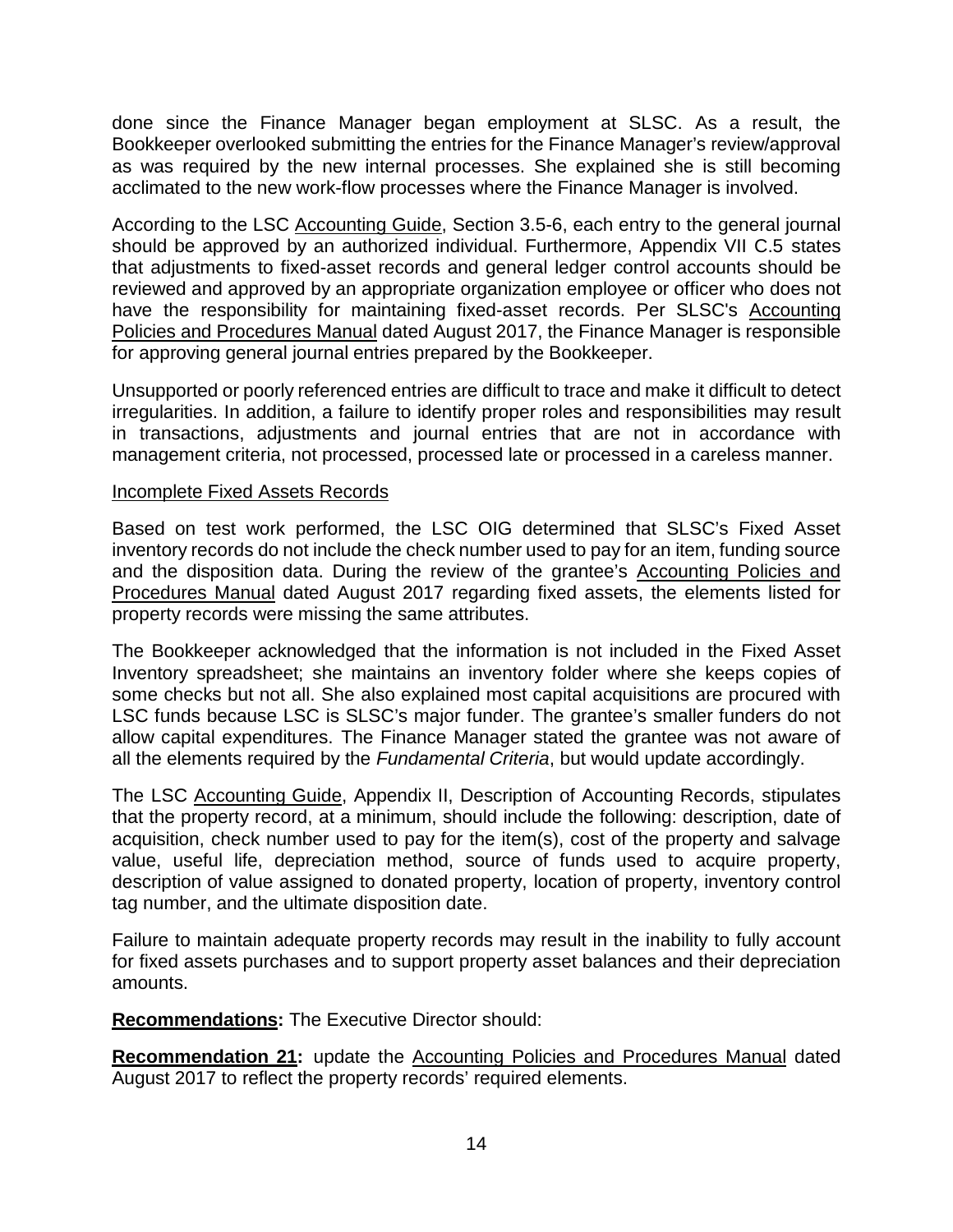done since the Finance Manager began employment at SLSC. As a result, the Bookkeeper overlooked submitting the entries for the Finance Manager's review/approval as was required by the new internal processes. She explained she is still becoming acclimated to the new work-flow processes where the Finance Manager is involved.

According to the LSC Accounting Guide, Section 3.5-6, each entry to the general journal should be approved by an authorized individual. Furthermore, Appendix VII C.5 states that adjustments to fixed-asset records and general ledger control accounts should be reviewed and approved by an appropriate organization employee or officer who does not have the responsibility for maintaining fixed-asset records. Per SLSC's Accounting Policies and Procedures Manual dated August 2017, the Finance Manager is responsible for approving general journal entries prepared by the Bookkeeper.

Unsupported or poorly referenced entries are difficult to trace and make it difficult to detect irregularities. In addition, a failure to identify proper roles and responsibilities may result in transactions, adjustments and journal entries that are not in accordance with management criteria, not processed, processed late or processed in a careless manner.

Incomplete Fixed Assets Records

Based on test work performed, the LSC OIG determined that SLSC's Fixed Asset inventory records do not include the check number used to pay for an item, funding source and the disposition data. During the review of the grantee's Accounting Policies and Procedures Manual dated August 2017 regarding fixed assets, the elements listed for property records were missing the same attributes.

The Bookkeeper acknowledged that the information is not included in the Fixed Asset Inventory spreadsheet; she maintains an inventory folder where she keeps copies of some checks but not all. She also explained most capital acquisitions are procured with LSC funds because LSC is SLSC's major funder. The grantee's smaller funders do not allow capital expenditures. The Finance Manager stated the grantee was not aware of all the elements required by the *Fundamental Criteria*, but would update accordingly.

The LSC Accounting Guide, Appendix II, Description of Accounting Records, stipulates that the property record, at a minimum, should include the following: description, date of acquisition, check number used to pay for the item(s), cost of the property and salvage value, useful life, depreciation method, source of funds used to acquire property, description of value assigned to donated property, location of property, inventory control tag number, and the ultimate disposition date.

Failure to maintain adequate property records may result in the inability to fully account for fixed assets purchases and to support property asset balances and their depreciation amounts.

**Recommendations:** The Executive Director should:

**Recommendation 21:** update the Accounting Policies and Procedures Manual dated August 2017 to reflect the property records' required elements.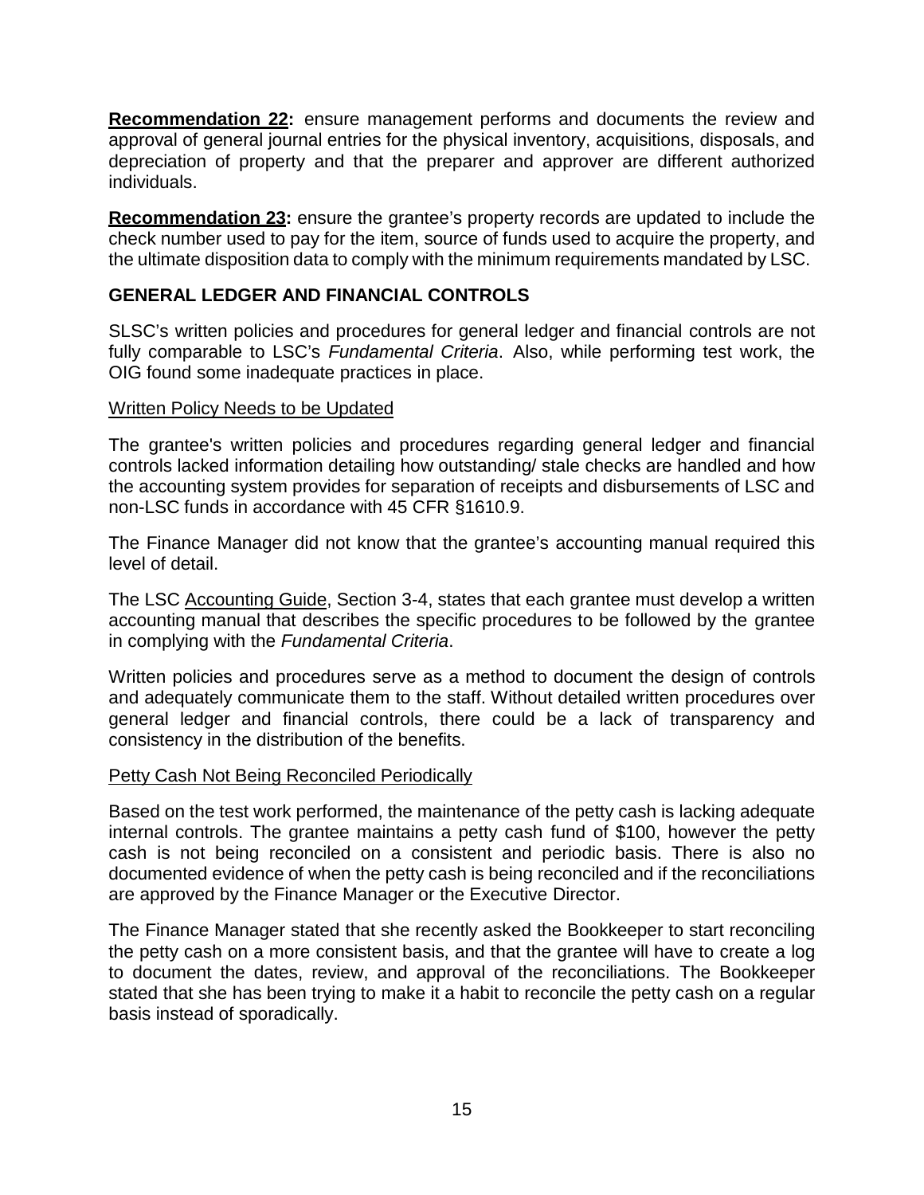**Recommendation 22:** ensure management performs and documents the review and approval of general journal entries for the physical inventory, acquisitions, disposals, and depreciation of property and that the preparer and approver are different authorized individuals.

**Recommendation 23:** ensure the grantee's property records are updated to include the check number used to pay for the item, source of funds used to acquire the property, and the ultimate disposition data to comply with the minimum requirements mandated by LSC.

## GENERAL LEDGER AND FINANCIAL CONTROLS

SLSC's written policies and procedures for general ledger and financial controls are not fully comparable to LSC's *Fundamental Criteria*. Also, while performing test work, the OIG found some inadequate practices in place.

### Written Policy Needs to be Updated

The grantee's written policies and procedures regarding general ledger and financial controls lacked information detailing how outstanding/ stale checks are handled and how the accounting system provides for separation of receipts and disbursements of LSC and non-LSC funds in accordance with 45 CFR §1610.9.

The Finance Manager did not know that the grantee's accounting manual required this level of detail.

The LSC Accounting Guide, Section 3-4, states that each grantee must develop a written accounting manual that describes the specific procedures to be followed by the grantee in complying with the *Fundamental Criteria*.

Written policies and procedures serve as a method to document the design of controls and adequately communicate them to the staff. Without detailed written procedures over general ledger and financial controls, there could be a lack of transparency and consistency in the distribution of the benefits.

### Petty Cash Not Being Reconciled Periodically

Based on the test work performed, the maintenance of the petty cash is lacking adequate internal controls. The grantee maintains a petty cash fund of $100, however the petty cash is not being reconciled on a consistent and periodic basis. There is also no documented evidence of when the petty cash is being reconciled and if the reconciliations are approved by the Finance Manager or the Executive Director.

The Finance Manager stated that she recently asked the Bookkeeper to start reconciling the petty cash on a more consistent basis, and that the grantee will have to create a log to document the dates, review, and approval of the reconciliations. The Bookkeeper stated that she has been trying to make it a habit to reconcile the petty cash on a regular basis instead of sporadically.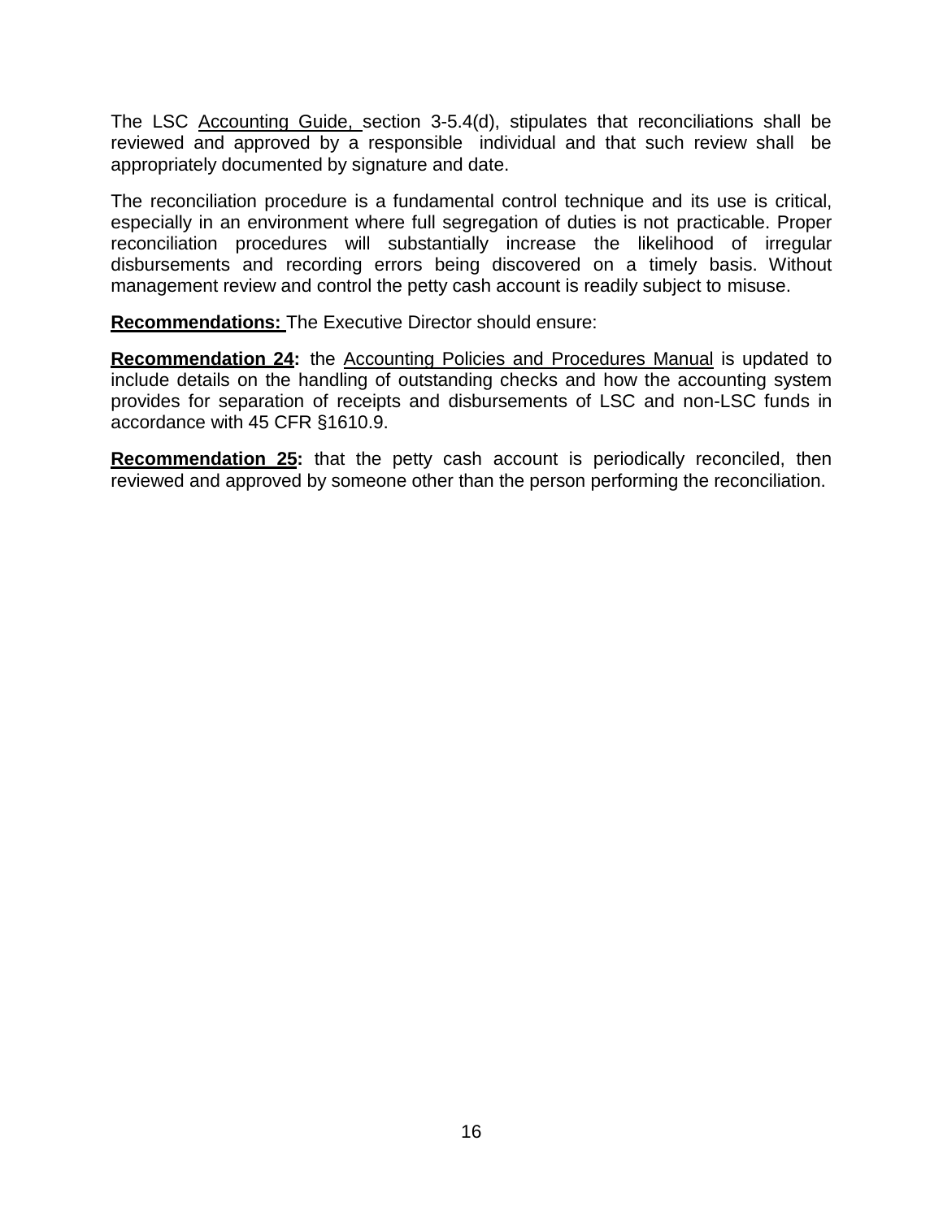The LSC Accounting Guide, section 3-5.4(d), stipulates that reconciliations shall be reviewed and approved by a responsible individual and that such review shall be appropriately documented by signature and date.

The reconciliation procedure is a fundamental control technique and its use is critical, especially in an environment where full segregation of duties is not practicable. Proper reconciliation procedures will substantially increase the likelihood of irregular disbursements and recording errors being discovered on a timely basis. Without management review and control the petty cash account is readily subject to misuse.

**Recommendations:** The Executive Director should ensure:

**Recommendation 24:** the Accounting Policies and Procedures Manual is updated to include details on the handling of outstanding checks and how the accounting system provides for separation of receipts and disbursements of LSC and non-LSC funds in accordance with 45 CFR §1610.9.

**Recommendation 25:** that the petty cash account is periodically reconciled, then reviewed and approved by someone other than the person performing the reconciliation.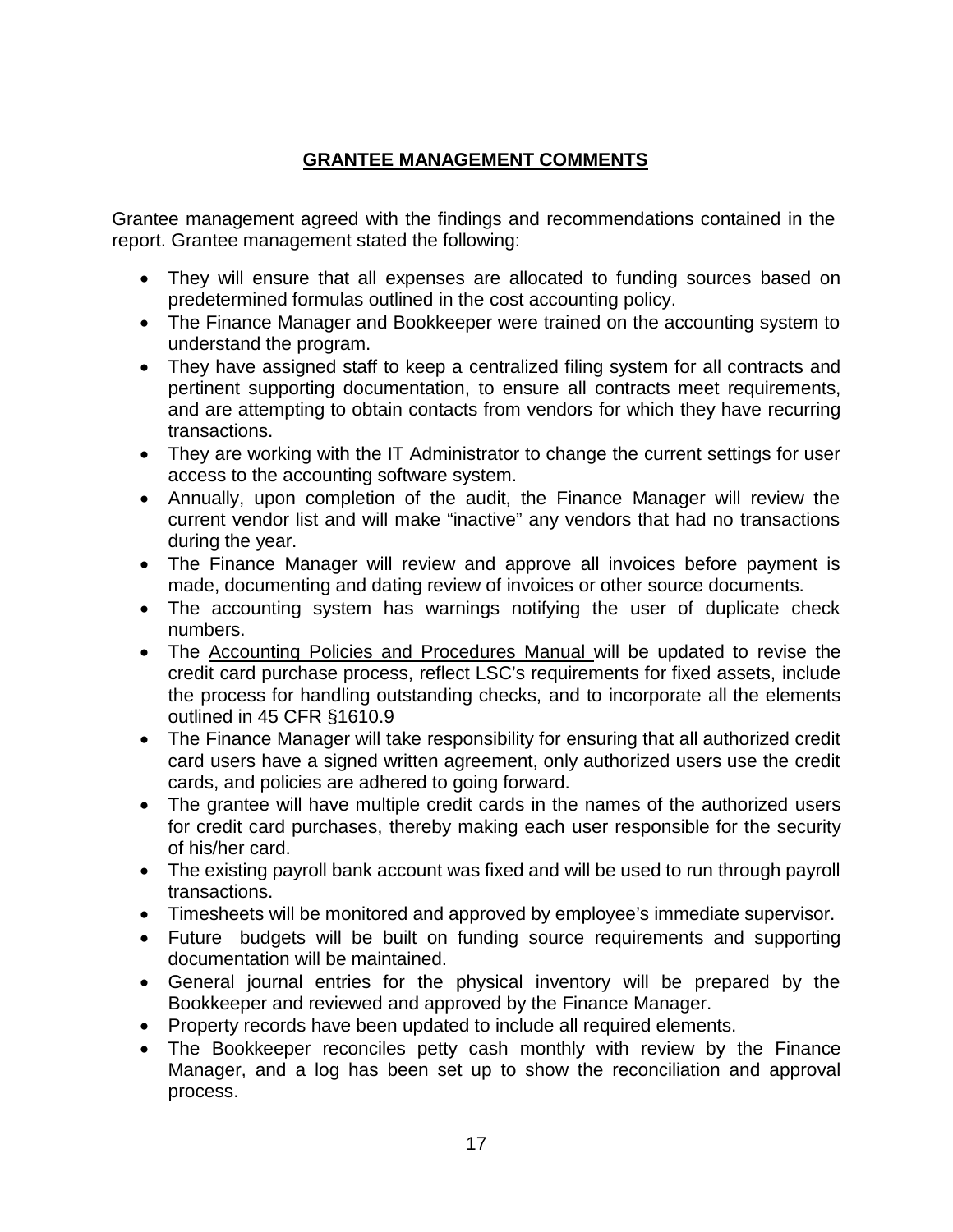## GRANTEE MANAGEMENT COMMENTS

Grantee management agreed with the findings and recommendations contained in the report. Grantee management stated the following:

- They will ensure that all expenses are allocated to funding sources based on predetermined formulas outlined in the cost accounting policy.
- The Finance Manager and Bookkeeper were trained on the accounting system to understand the program.
- They have assigned staff to keep a centralized filing system for all contracts and pertinent supporting documentation, to ensure all contracts meet requirements, and are attempting to obtain contacts from vendors for which they have recurring transactions.
- They are working with the IT Administrator to change the current settings for user access to the accounting software system.
- Annually, upon completion of the audit, the Finance Manager will review the current vendor list and will make "inactive" any vendors that had no transactions during the year.
- The Finance Manager will review and approve all invoices before payment is made, documenting and dating review of invoices or other source documents.
- The accounting system has warnings notifying the user of duplicate check numbers.
- The Accounting Policies and Procedures Manual will be updated to revise the credit card purchase process, reflect LSC's requirements for fixed assets, include the process for handling outstanding checks, and to incorporate all the elements outlined in 45 CFR §1610.9
- The Finance Manager will take responsibility for ensuring that all authorized credit card users have a signed written agreement, only authorized users use the credit cards, and policies are adhered to going forward.
- The grantee will have multiple credit cards in the names of the authorized users for credit card purchases, thereby making each user responsible for the security of his/her card.
- The existing payroll bank account was fixed and will be used to run through payroll transactions.
- Timesheets will be monitored and approved by employee's immediate supervisor.
- Future budgets will be built on funding source requirements and supporting documentation will be maintained.
- General journal entries for the physical inventory will be prepared by the Bookkeeper and reviewed and approved by the Finance Manager.
- Property records have been updated to include all required elements.
- The Bookkeeper reconciles petty cash monthly with review by the Finance Manager, and a log has been set up to show the reconciliation and approval process.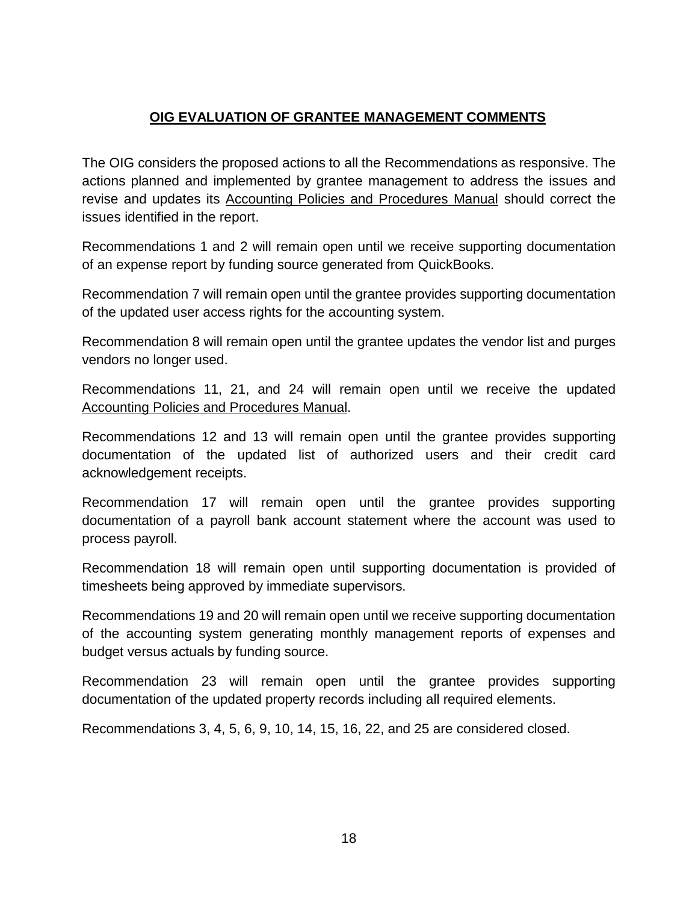## OIG EVALUATION OF GRANTEE MANAGEMENT COMMENTS

The OIG considers the proposed actions to all the Recommendations as responsive. The actions planned and implemented by grantee management to address the issues and revise and updates its Accounting Policies and Procedures Manual should correct the issues identified in the report.

Recommendations 1 and 2 will remain open until we receive supporting documentation of an expense report by funding source generated from QuickBooks.

Recommendation 7 will remain open until the grantee provides supporting documentation of the updated user access rights for the accounting system.

Recommendation 8 will remain open until the grantee updates the vendor list and purges vendors no longer used.

Recommendations 11, 21, and 24 will remain open until we receive the updated Accounting Policies and Procedures Manual.

Recommendations 12 and 13 will remain open until the grantee provides supporting documentation of the updated list of authorized users and their credit card acknowledgement receipts.

Recommendation 17 will remain open until the grantee provides supporting documentation of a payroll bank account statement where the account was used to process payroll.

Recommendation 18 will remain open until supporting documentation is provided of timesheets being approved by immediate supervisors.

Recommendations 19 and 20 will remain open until we receive supporting documentation of the accounting system generating monthly management reports of expenses and budget versus actuals by funding source.

Recommendation 23 will remain open until the grantee provides supporting documentation of the updated property records including all required elements.

Recommendations 3, 4, 5, 6, 9, 10, 14, 15, 16, 22, and 25 are considered closed.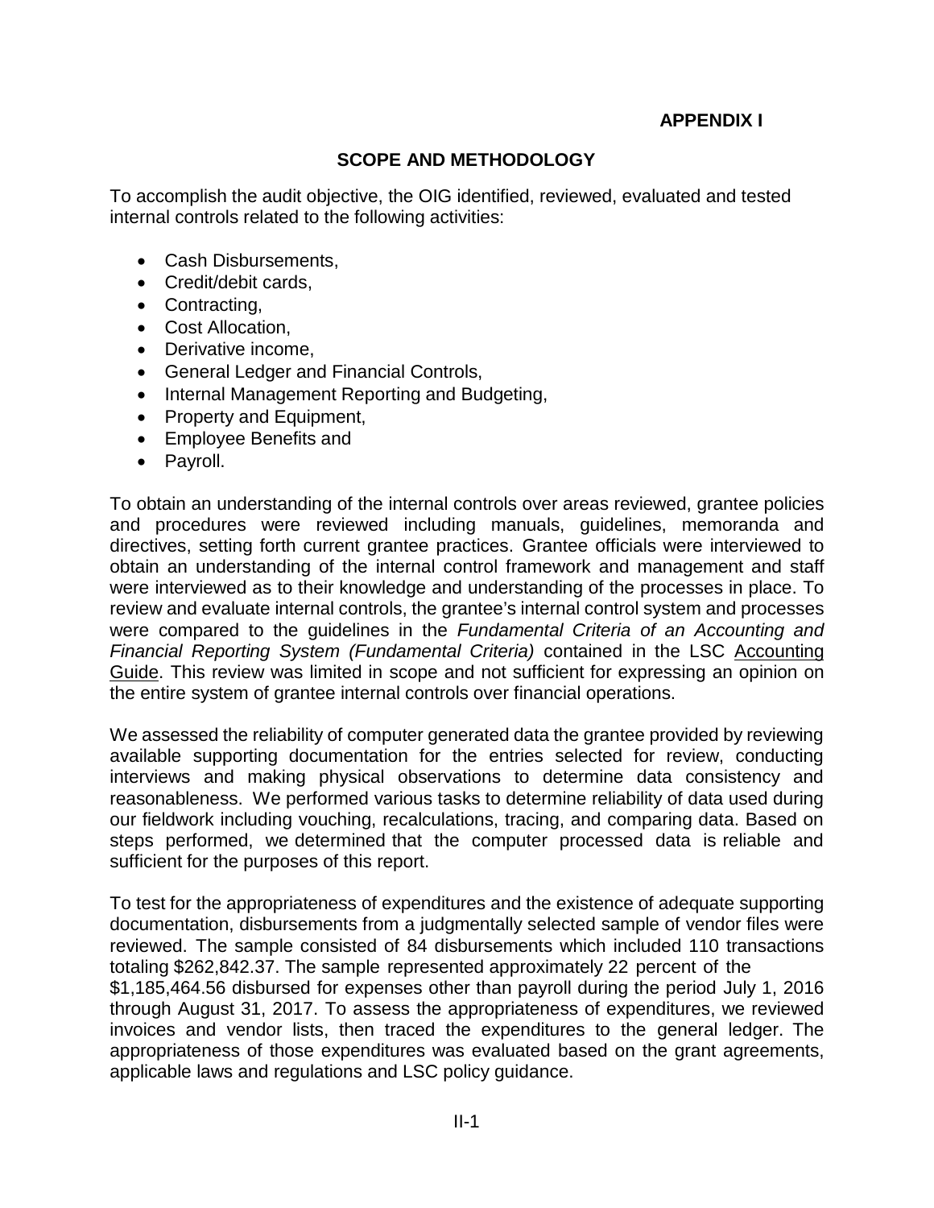**APPENDIX I**

## SCOPE AND METHODOLOGY

To accomplish the audit objective, the OIG identified, reviewed, evaluated and tested internal controls related to the following activities:

- Cash Disbursements,
- Credit/debit cards,
- Contracting,
- Cost Allocation,
- Derivative income,
- General Ledger and Financial Controls,
- Internal Management Reporting and Budgeting,
- Property and Equipment,
- Employee Benefits and
- Payroll.

To obtain an understanding of the internal controls over areas reviewed, grantee policies and procedures were reviewed including manuals, guidelines, memoranda and directives, setting forth current grantee practices. Grantee officials were interviewed to obtain an understanding of the internal control framework and management and staff were interviewed as to their knowledge and understanding of the processes in place. To review and evaluate internal controls, the grantee's internal control system and processes were compared to the guidelines in the *Fundamental Criteria of an Accounting and Financial Reporting System (Fundamental Criteria)* contained in the LSC Accounting Guide. This review was limited in scope and not sufficient for expressing an opinion on the entire system of grantee internal controls over financial operations.

We assessed the reliability of computer generated data the grantee provided by reviewing available supporting documentation for the entries selected for review, conducting interviews and making physical observations to determine data consistency and reasonableness. We performed various tasks to determine reliability of data used during our fieldwork including vouching, recalculations, tracing, and comparing data. Based on steps performed, we determined that the computer processed data is reliable and sufficient for the purposes of this report.

To test for the appropriateness of expenditures and the existence of adequate supporting documentation, disbursements from a judgmentally selected sample of vendor files were reviewed. The sample consisted of 84 disbursements which included 110 transactions totaling $262,842.37. The sample represented approximately 22 percent of the $1,185,464.56 disbursed for expenses other than payroll during the period July 1, 2016 through August 31, 2017. To assess the appropriateness of expenditures, we reviewed invoices and vendor lists, then traced the expenditures to the general ledger. The appropriateness of those expenditures was evaluated based on the grant agreements, applicable laws and regulations and LSC policy guidance.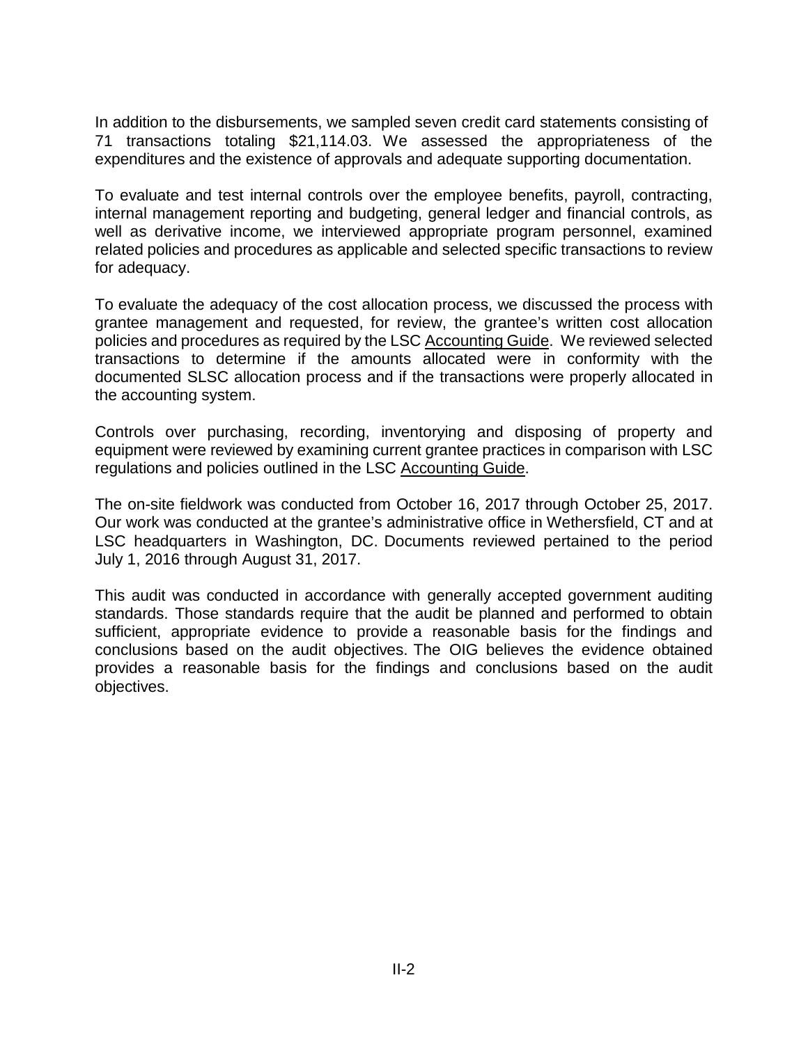In addition to the disbursements, we sampled seven credit card statements consisting of 71 transactions totaling $21,114.03. We assessed the appropriateness of the expenditures and the existence of approvals and adequate supporting documentation.

To evaluate and test internal controls over the employee benefits, payroll, contracting, internal management reporting and budgeting, general ledger and financial controls, as well as derivative income, we interviewed appropriate program personnel, examined related policies and procedures as applicable and selected specific transactions to review for adequacy.

To evaluate the adequacy of the cost allocation process, we discussed the process with grantee management and requested, for review, the grantee's written cost allocation policies and procedures as required by the LSC Accounting Guide. We reviewed selected transactions to determine if the amounts allocated were in conformity with the documented SLSC allocation process and if the transactions were properly allocated in the accounting system.

Controls over purchasing, recording, inventorying and disposing of property and equipment were reviewed by examining current grantee practices in comparison with LSC regulations and policies outlined in the LSC Accounting Guide.

The on-site fieldwork was conducted from October 16, 2017 through October 25, 2017. Our work was conducted at the grantee's administrative office in Wethersfield, CT and at LSC headquarters in Washington, DC. Documents reviewed pertained to the period July 1, 2016 through August 31, 2017.

This audit was conducted in accordance with generally accepted government auditing standards. Those standards require that the audit be planned and performed to obtain sufficient, appropriate evidence to provide a reasonable basis for the findings and conclusions based on the audit objectives. The OIG believes the evidence obtained provides a reasonable basis for the findings and conclusions based on the audit objectives.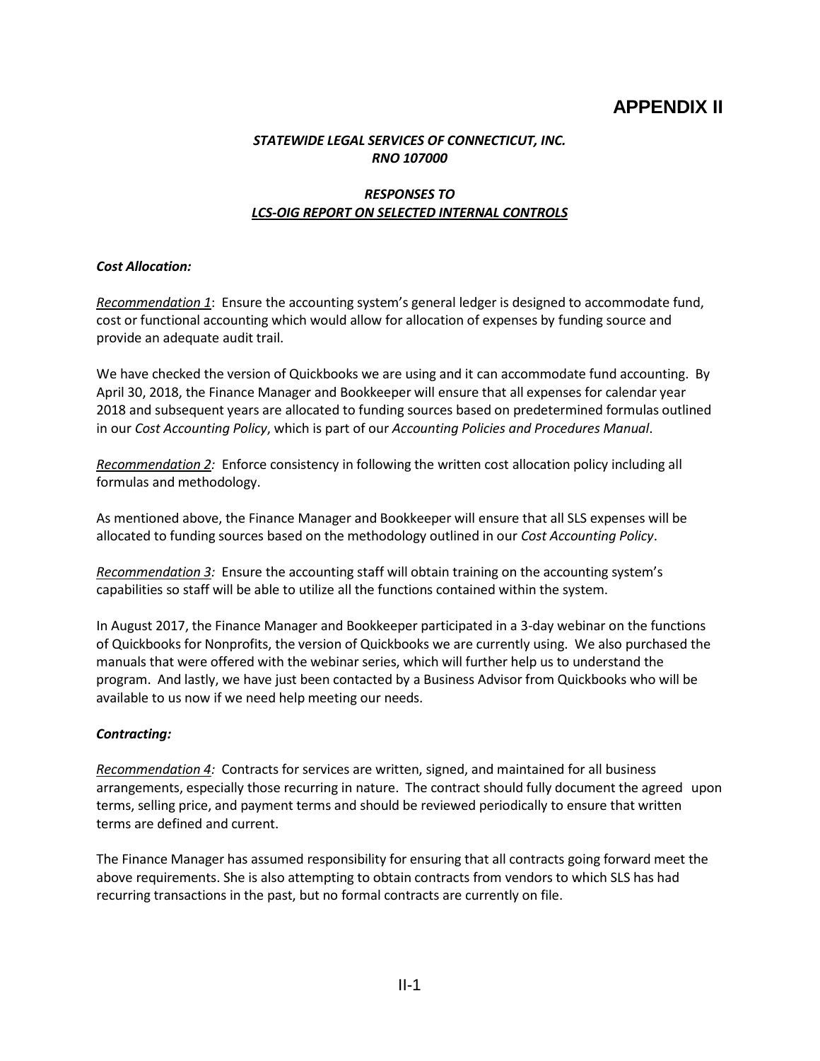# APPENDIX II

***STATEWIDE LEGAL SERVICES OF CONNECTICUT, INC.***
***RNO 107000***

***RESPONSES TO***
***<u>LCS-OIG REPORT ON SELECTED INTERNAL CONTROLS</u>***

***Cost Allocation:***

*<u>Recommendation 1</u>*: Ensure the accounting system's general ledger is designed to accommodate fund, cost or functional accounting which would allow for allocation of expenses by funding source and provide an adequate audit trail.

We have checked the version of Quickbooks we are using and it can accommodate fund accounting. By April 30, 2018, the Finance Manager and Bookkeeper will ensure that all expenses for calendar year 2018 and subsequent years are allocated to funding sources based on predetermined formulas outlined in our *Cost Accounting Policy*, which is part of our *Accounting Policies and Procedures Manual*.

*<u>Recommendation 2</u>:* Enforce consistency in following the written cost allocation policy including all formulas and methodology.

As mentioned above, the Finance Manager and Bookkeeper will ensure that all SLS expenses will be allocated to funding sources based on the methodology outlined in our *Cost Accounting Policy*.

*<u>Recommendation 3</u>:* Ensure the accounting staff will obtain training on the accounting system's capabilities so staff will be able to utilize all the functions contained within the system.

In August 2017, the Finance Manager and Bookkeeper participated in a 3-day webinar on the functions of Quickbooks for Nonprofits, the version of Quickbooks we are currently using. We also purchased the manuals that were offered with the webinar series, which will further help us to understand the program. And lastly, we have just been contacted by a Business Advisor from Quickbooks who will be available to us now if we need help meeting our needs.

***Contracting:***

*<u>Recommendation 4</u>:* Contracts for services are written, signed, and maintained for all business arrangements, especially those recurring in nature. The contract should fully document the agreed upon terms, selling price, and payment terms and should be reviewed periodically to ensure that written terms are defined and current.

The Finance Manager has assumed responsibility for ensuring that all contracts going forward meet the above requirements. She is also attempting to obtain contracts from vendors to which SLS has had recurring transactions in the past, but no formal contracts are currently on file.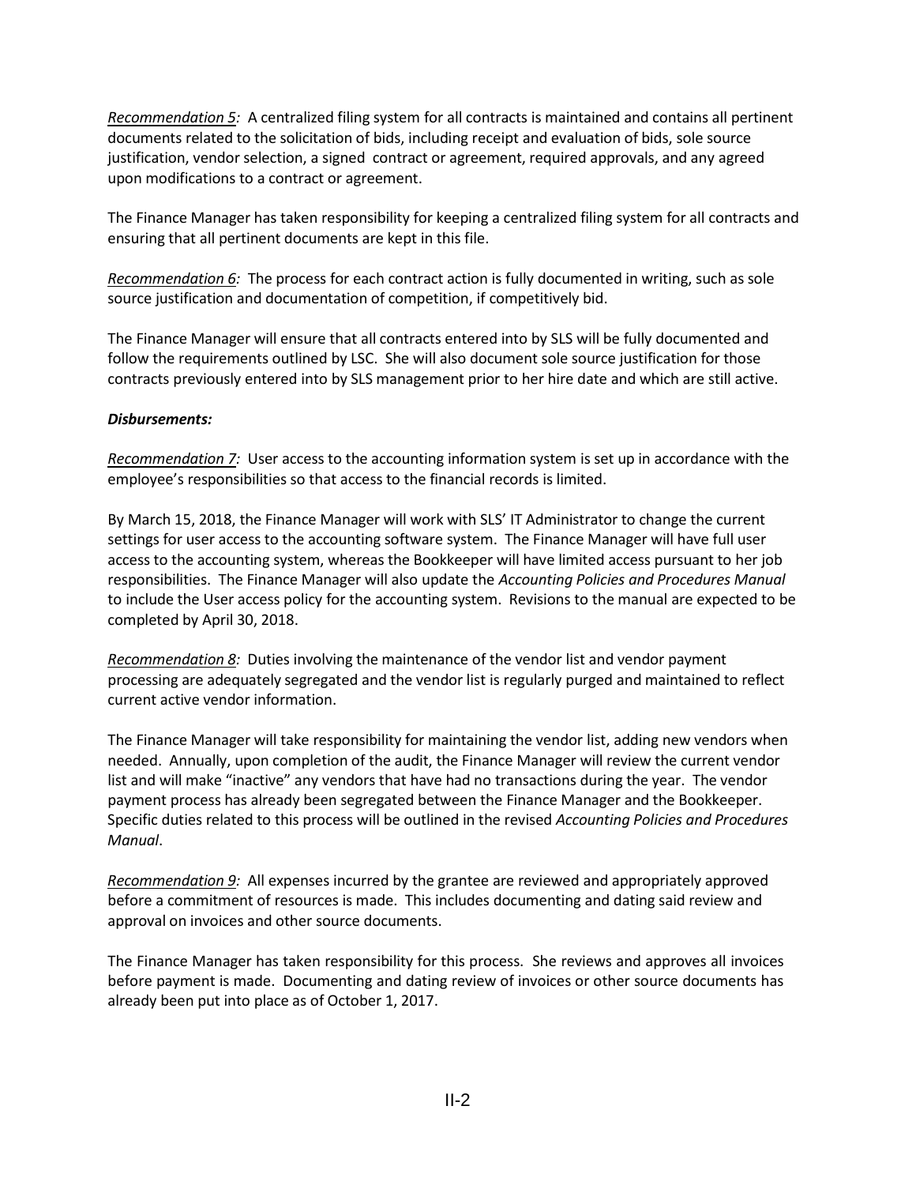*Recommendation 5:* A centralized filing system for all contracts is maintained and contains all pertinent documents related to the solicitation of bids, including receipt and evaluation of bids, sole source justification, vendor selection, a signed contract or agreement, required approvals, and any agreed upon modifications to a contract or agreement.

The Finance Manager has taken responsibility for keeping a centralized filing system for all contracts and ensuring that all pertinent documents are kept in this file.

*Recommendation 6:* The process for each contract action is fully documented in writing, such as sole source justification and documentation of competition, if competitively bid.

The Finance Manager will ensure that all contracts entered into by SLS will be fully documented and follow the requirements outlined by LSC. She will also document sole source justification for those contracts previously entered into by SLS management prior to her hire date and which are still active.

***Disbursements:***

*Recommendation 7:* User access to the accounting information system is set up in accordance with the employee's responsibilities so that access to the financial records is limited.

By March 15, 2018, the Finance Manager will work with SLS' IT Administrator to change the current settings for user access to the accounting software system. The Finance Manager will have full user access to the accounting system, whereas the Bookkeeper will have limited access pursuant to her job responsibilities. The Finance Manager will also update the *Accounting Policies and Procedures Manual* to include the User access policy for the accounting system. Revisions to the manual are expected to be completed by April 30, 2018.

*Recommendation 8:* Duties involving the maintenance of the vendor list and vendor payment processing are adequately segregated and the vendor list is regularly purged and maintained to reflect current active vendor information.

The Finance Manager will take responsibility for maintaining the vendor list, adding new vendors when needed. Annually, upon completion of the audit, the Finance Manager will review the current vendor list and will make "inactive" any vendors that have had no transactions during the year. The vendor payment process has already been segregated between the Finance Manager and the Bookkeeper. Specific duties related to this process will be outlined in the revised *Accounting Policies and Procedures Manual*.

*Recommendation 9:* All expenses incurred by the grantee are reviewed and appropriately approved before a commitment of resources is made. This includes documenting and dating said review and approval on invoices and other source documents.

The Finance Manager has taken responsibility for this process. She reviews and approves all invoices before payment is made. Documenting and dating review of invoices or other source documents has already been put into place as of October 1, 2017.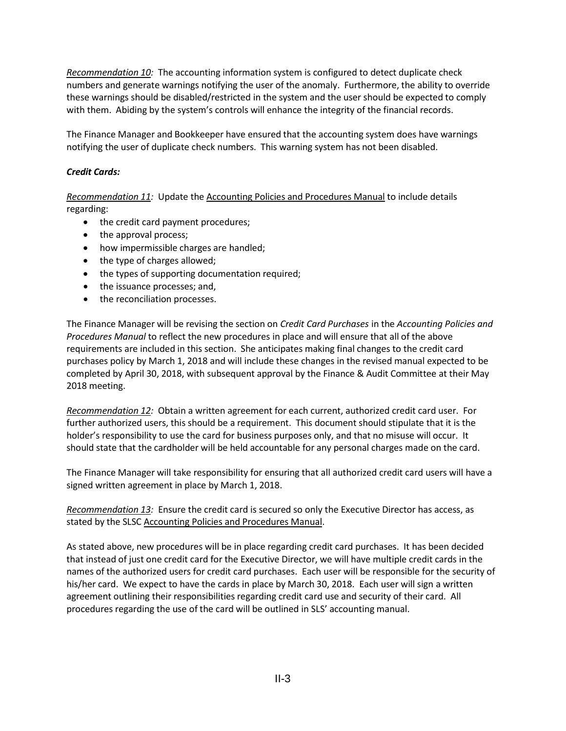*<u>Recommendation 10</u>:* The accounting information system is configured to detect duplicate check numbers and generate warnings notifying the user of the anomaly. Furthermore, the ability to override these warnings should be disabled/restricted in the system and the user should be expected to comply with them. Abiding by the system's controls will enhance the integrity of the financial records.

The Finance Manager and Bookkeeper have ensured that the accounting system does have warnings notifying the user of duplicate check numbers. This warning system has not been disabled.

***Credit Cards:***

*<u>Recommendation 11</u>:* Update the <u>Accounting Policies and Procedures Manual</u> to include details regarding:

- the credit card payment procedures;
- the approval process;
- how impermissible charges are handled;
- the type of charges allowed;
- the types of supporting documentation required;
- the issuance processes; and,
- the reconciliation processes.

The Finance Manager will be revising the section on *Credit Card Purchases* in the *Accounting Policies and Procedures Manual* to reflect the new procedures in place and will ensure that all of the above requirements are included in this section. She anticipates making final changes to the credit card purchases policy by March 1, 2018 and will include these changes in the revised manual expected to be completed by April 30, 2018, with subsequent approval by the Finance & Audit Committee at their May 2018 meeting.

*<u>Recommendation 12</u>:* Obtain a written agreement for each current, authorized credit card user. For further authorized users, this should be a requirement. This document should stipulate that it is the holder's responsibility to use the card for business purposes only, and that no misuse will occur. It should state that the cardholder will be held accountable for any personal charges made on the card.

The Finance Manager will take responsibility for ensuring that all authorized credit card users will have a signed written agreement in place by March 1, 2018.

*<u>Recommendation 13</u>:* Ensure the credit card is secured so only the Executive Director has access, as stated by the SLSC <u>Accounting Policies and Procedures Manual</u>.

As stated above, new procedures will be in place regarding credit card purchases. It has been decided that instead of just one credit card for the Executive Director, we will have multiple credit cards in the names of the authorized users for credit card purchases. Each user will be responsible for the security of his/her card. We expect to have the cards in place by March 30, 2018. Each user will sign a written agreement outlining their responsibilities regarding credit card use and security of their card. All procedures regarding the use of the card will be outlined in SLS' accounting manual.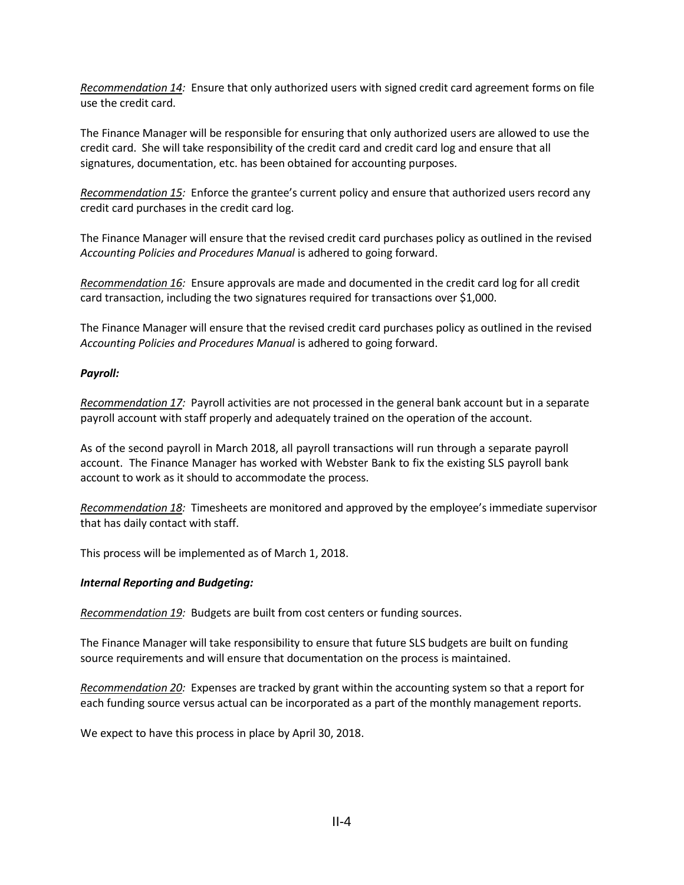*<u>Recommendation 14</u>:* Ensure that only authorized users with signed credit card agreement forms on file use the credit card.

The Finance Manager will be responsible for ensuring that only authorized users are allowed to use the credit card. She will take responsibility of the credit card and credit card log and ensure that all signatures, documentation, etc. has been obtained for accounting purposes.

*<u>Recommendation 15</u>:* Enforce the grantee's current policy and ensure that authorized users record any credit card purchases in the credit card log.

The Finance Manager will ensure that the revised credit card purchases policy as outlined in the revised *Accounting Policies and Procedures Manual* is adhered to going forward.

*<u>Recommendation 16</u>:* Ensure approvals are made and documented in the credit card log for all credit card transaction, including the two signatures required for transactions over $1,000.

The Finance Manager will ensure that the revised credit card purchases policy as outlined in the revised *Accounting Policies and Procedures Manual* is adhered to going forward.

***Payroll:***

*<u>Recommendation 17</u>:* Payroll activities are not processed in the general bank account but in a separate payroll account with staff properly and adequately trained on the operation of the account.

As of the second payroll in March 2018, all payroll transactions will run through a separate payroll account. The Finance Manager has worked with Webster Bank to fix the existing SLS payroll bank account to work as it should to accommodate the process.

*<u>Recommendation 18</u>:* Timesheets are monitored and approved by the employee's immediate supervisor that has daily contact with staff.

This process will be implemented as of March 1, 2018.

***Internal Reporting and Budgeting:***

*<u>Recommendation 19</u>:* Budgets are built from cost centers or funding sources.

The Finance Manager will take responsibility to ensure that future SLS budgets are built on funding source requirements and will ensure that documentation on the process is maintained.

*<u>Recommendation 20</u>:* Expenses are tracked by grant within the accounting system so that a report for each funding source versus actual can be incorporated as a part of the monthly management reports.

We expect to have this process in place by April 30, 2018.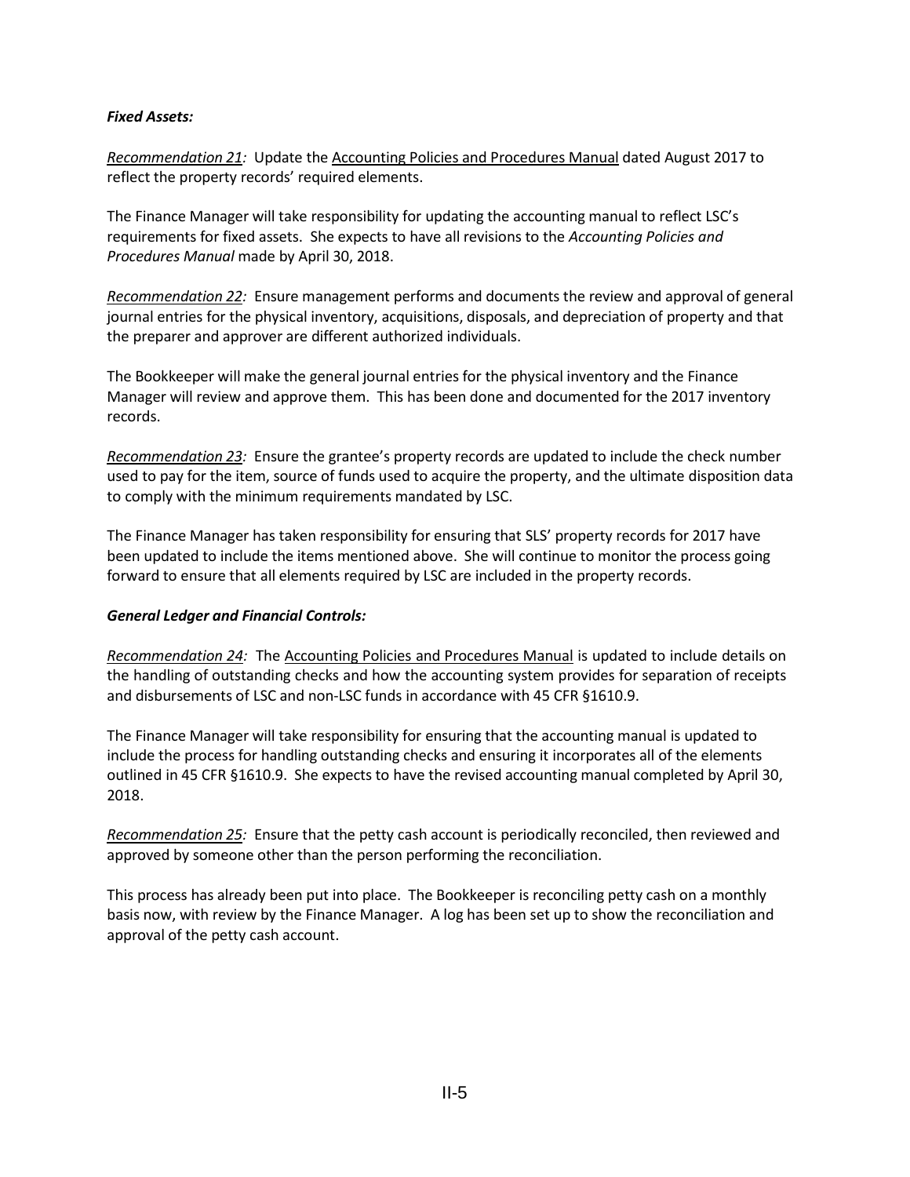***Fixed Assets:***

*Recommendation 21:* Update the Accounting Policies and Procedures Manual dated August 2017 to reflect the property records' required elements.

The Finance Manager will take responsibility for updating the accounting manual to reflect LSC's requirements for fixed assets. She expects to have all revisions to the *Accounting Policies and Procedures Manual* made by April 30, 2018.

*Recommendation 22:* Ensure management performs and documents the review and approval of general journal entries for the physical inventory, acquisitions, disposals, and depreciation of property and that the preparer and approver are different authorized individuals.

The Bookkeeper will make the general journal entries for the physical inventory and the Finance Manager will review and approve them. This has been done and documented for the 2017 inventory records.

*Recommendation 23:* Ensure the grantee's property records are updated to include the check number used to pay for the item, source of funds used to acquire the property, and the ultimate disposition data to comply with the minimum requirements mandated by LSC.

The Finance Manager has taken responsibility for ensuring that SLS' property records for 2017 have been updated to include the items mentioned above. She will continue to monitor the process going forward to ensure that all elements required by LSC are included in the property records.

***General Ledger and Financial Controls:***

*Recommendation 24:* The Accounting Policies and Procedures Manual is updated to include details on the handling of outstanding checks and how the accounting system provides for separation of receipts and disbursements of LSC and non-LSC funds in accordance with 45 CFR §1610.9.

The Finance Manager will take responsibility for ensuring that the accounting manual is updated to include the process for handling outstanding checks and ensuring it incorporates all of the elements outlined in 45 CFR §1610.9. She expects to have the revised accounting manual completed by April 30, 2018.

*Recommendation 25:* Ensure that the petty cash account is periodically reconciled, then reviewed and approved by someone other than the person performing the reconciliation.

This process has already been put into place. The Bookkeeper is reconciling petty cash on a monthly basis now, with review by the Finance Manager. A log has been set up to show the reconciliation and approval of the petty cash account.